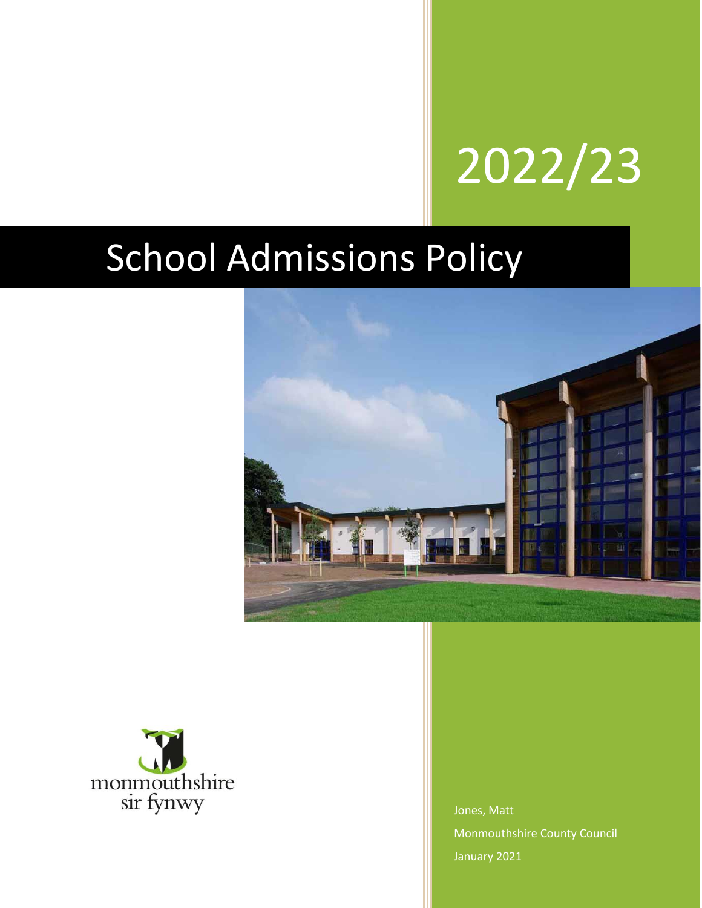# 2022/23

# School Admissions Policy

monmouthshire
sir fynwy

Jones, Matt

Monmouthshire County Council

January 2021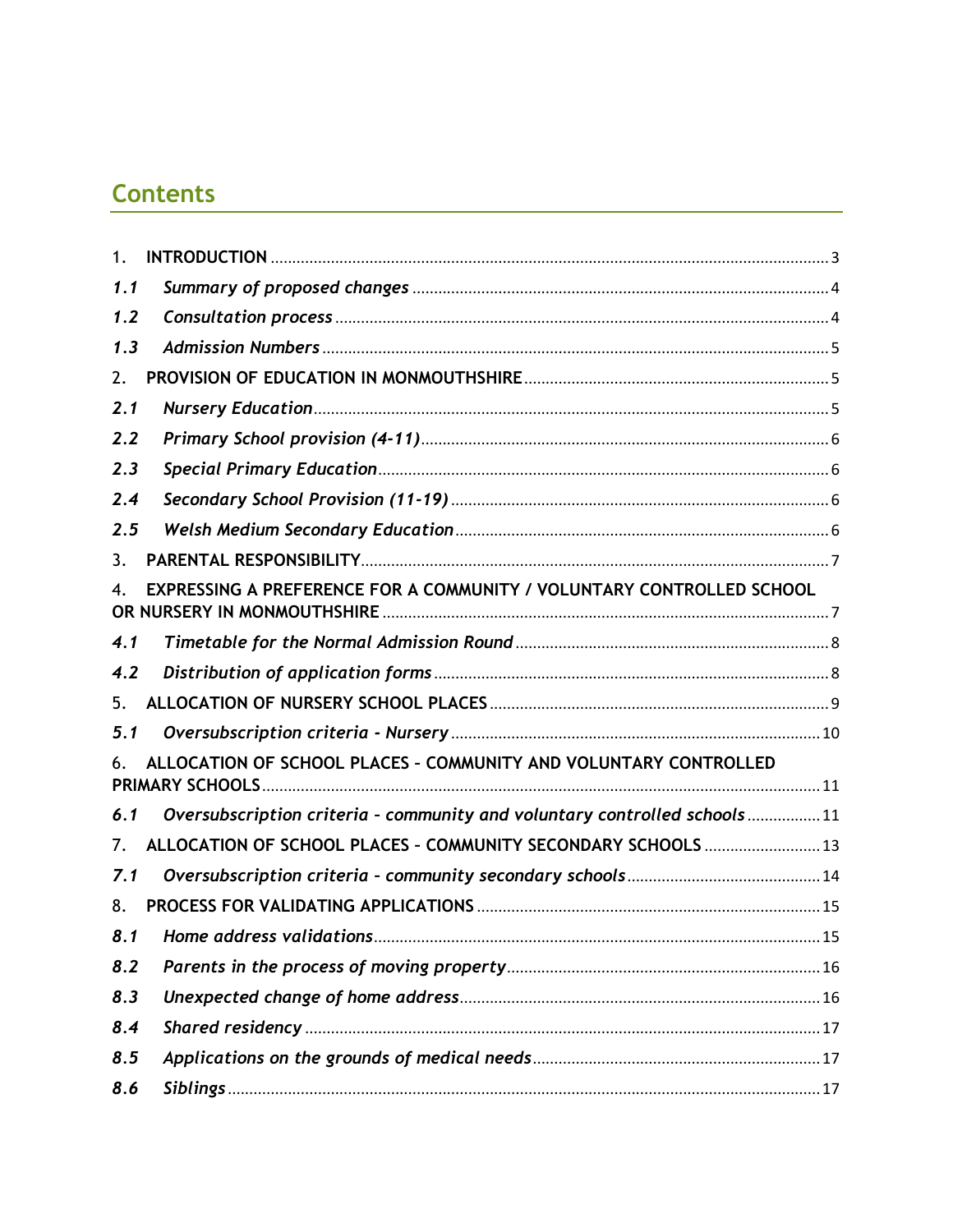# Contents

1. **INTRODUCTION** ..... 3

***1.1 Summary of proposed changes*** ..... 4

***1.2 Consultation process*** ..... 4

***1.3 Admission Numbers*** ..... 5

2. **PROVISION OF EDUCATION IN MONMOUTHSHIRE** ..... 5

***2.1 Nursery Education*** ..... 5

***2.2 Primary School provision (4-11)*** ..... 6

***2.3 Special Primary Education*** ..... 6

***2.4 Secondary School Provision (11-19)*** ..... 6

***2.5 Welsh Medium Secondary Education*** ..... 6

3. **PARENTAL RESPONSIBILITY** ..... 7

4. **EXPRESSING A PREFERENCE FOR A COMMUNITY / VOLUNTARY CONTROLLED SCHOOL OR NURSERY IN MONMOUTHSHIRE** ..... 7

***4.1 Timetable for the Normal Admission Round*** ..... 8

***4.2 Distribution of application forms*** ..... 8

5. **ALLOCATION OF NURSERY SCHOOL PLACES** ..... 9

***5.1 Oversubscription criteria - Nursery*** ..... 10

6. **ALLOCATION OF SCHOOL PLACES – COMMUNITY AND VOLUNTARY CONTROLLED PRIMARY SCHOOLS** ..... 11

***6.1 Oversubscription criteria – community and voluntary controlled schools*** ..... 11

7. **ALLOCATION OF SCHOOL PLACES – COMMUNITY SECONDARY SCHOOLS** ..... 13

***7.1 Oversubscription criteria – community secondary schools*** ..... 14

8. **PROCESS FOR VALIDATING APPLICATIONS** ..... 15

***8.1 Home address validations*** ..... 15

***8.2 Parents in the process of moving property*** ..... 16

***8.3 Unexpected change of home address*** ..... 16

***8.4 Shared residency*** ..... 17

***8.5 Applications on the grounds of medical needs*** ..... 17

***8.6 Siblings*** ..... 17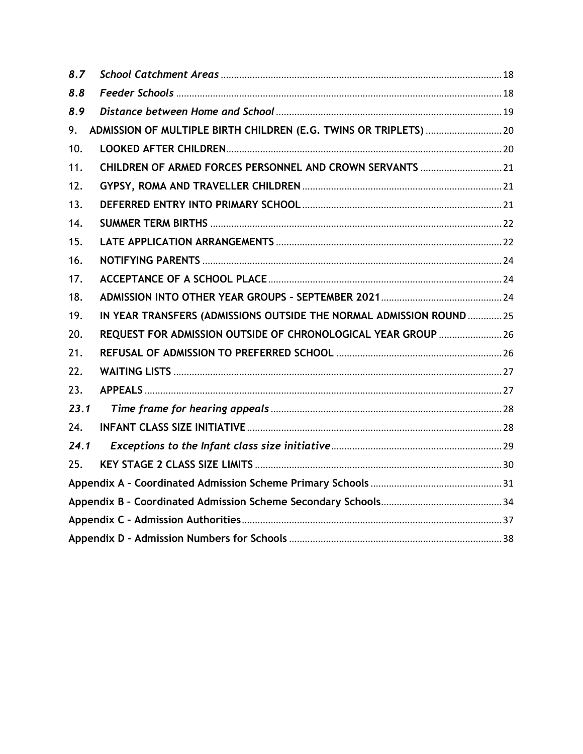| | | |
|---|---|---|
| ***8.7*** | ***School Catchment Areas*** | 18 |
| ***8.8*** | ***Feeder Schools*** | 18 |
| ***8.9*** | ***Distance between Home and School*** | 19 |
| 9. | **ADMISSION OF MULTIPLE BIRTH CHILDREN (E.G. TWINS OR TRIPLETS)** | 20 |
| 10. | **LOOKED AFTER CHILDREN** | 20 |
| 11. | **CHILDREN OF ARMED FORCES PERSONNEL AND CROWN SERVANTS** | 21 |
| 12. | **GYPSY, ROMA AND TRAVELLER CHILDREN** | 21 |
| 13. | **DEFERRED ENTRY INTO PRIMARY SCHOOL** | 21 |
| 14. | **SUMMER TERM BIRTHS** | 22 |
| 15. | **LATE APPLICATION ARRANGEMENTS** | 22 |
| 16. | **NOTIFYING PARENTS** | 24 |
| 17. | **ACCEPTANCE OF A SCHOOL PLACE** | 24 |
| 18. | **ADMISSION INTO OTHER YEAR GROUPS – SEPTEMBER 2021** | 24 |
| 19. | **IN YEAR TRANSFERS (ADMISSIONS OUTSIDE THE NORMAL ADMISSION ROUND** | 25 |
| 20. | **REQUEST FOR ADMISSION OUTSIDE OF CHRONOLOGICAL YEAR GROUP** | 26 |
| 21. | **REFUSAL OF ADMISSION TO PREFERRED SCHOOL** | 26 |
| 22. | **WAITING LISTS** | 27 |
| 23. | **APPEALS** | 27 |
| ***23.1*** | ***Time frame for hearing appeals*** | 28 |
| 24. | **INFANT CLASS SIZE INITIATIVE** | 28 |
| ***24.1*** | ***Exceptions to the Infant class size initiative*** | 29 |
| 25. | **KEY STAGE 2 CLASS SIZE LIMITS** | 30 |
| | **Appendix A – Coordinated Admission Scheme Primary Schools** | 31 |
| | **Appendix B – Coordinated Admission Scheme Secondary Schools** | 34 |
| | **Appendix C – Admission Authorities** | 37 |
| | **Appendix D – Admission Numbers for Schools** | 38 |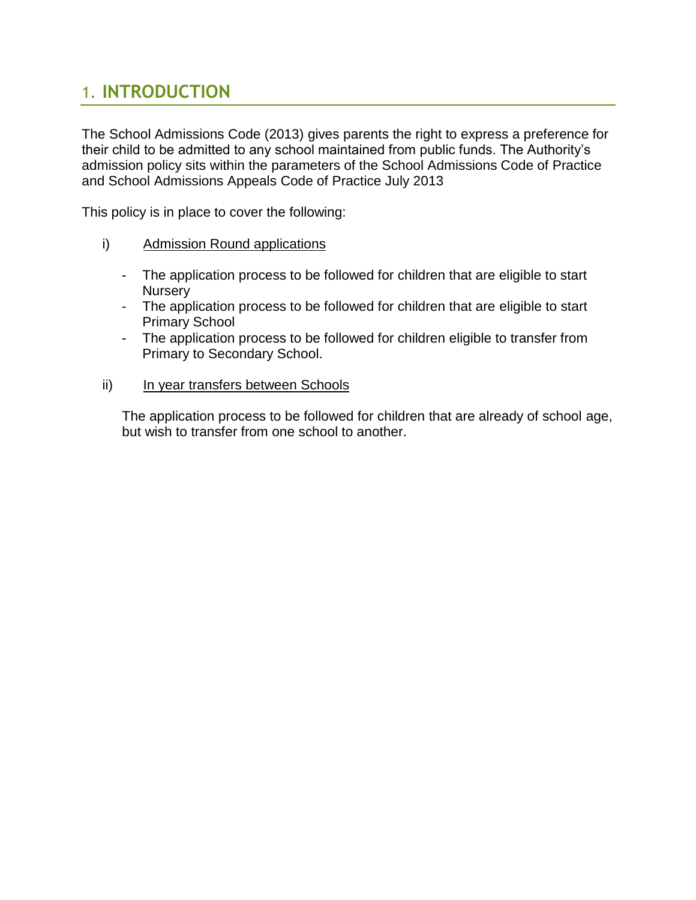# 1. INTRODUCTION

The School Admissions Code (2013) gives parents the right to express a preference for their child to be admitted to any school maintained from public funds. The Authority's admission policy sits within the parameters of the School Admissions Code of Practice and School Admissions Appeals Code of Practice July 2013

This policy is in place to cover the following:

i) Admission Round applications

- The application process to be followed for children that are eligible to start Nursery
- The application process to be followed for children that are eligible to start Primary School
- The application process to be followed for children eligible to transfer from Primary to Secondary School.

ii) In year transfers between Schools

The application process to be followed for children that are already of school age, but wish to transfer from one school to another.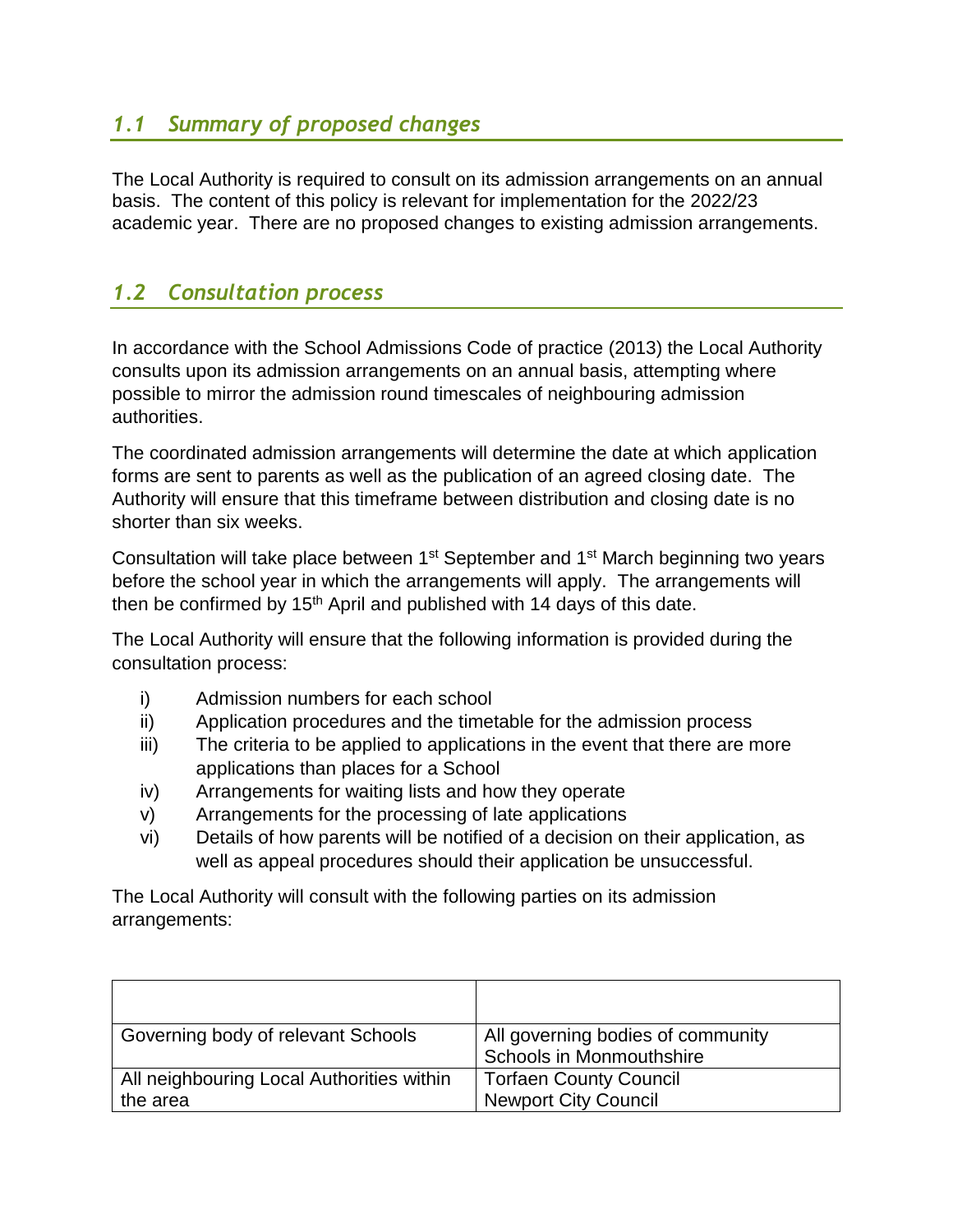## *1.1 Summary of proposed changes*

The Local Authority is required to consult on its admission arrangements on an annual basis. The content of this policy is relevant for implementation for the 2022/23 academic year. There are no proposed changes to existing admission arrangements.

## *1.2 Consultation process*

In accordance with the School Admissions Code of practice (2013) the Local Authority consults upon its admission arrangements on an annual basis, attempting where possible to mirror the admission round timescales of neighbouring admission authorities.

The coordinated admission arrangements will determine the date at which application forms are sent to parents as well as the publication of an agreed closing date. The Authority will ensure that this timeframe between distribution and closing date is no shorter than six weeks.

Consultation will take place between 1st September and 1st March beginning two years before the school year in which the arrangements will apply. The arrangements will then be confirmed by 15th April and published with 14 days of this date.

The Local Authority will ensure that the following information is provided during the consultation process:

- i) Admission numbers for each school
- ii) Application procedures and the timetable for the admission process
- iii) The criteria to be applied to applications in the event that there are more applications than places for a School
- iv) Arrangements for waiting lists and how they operate
- v) Arrangements for the processing of late applications
- vi) Details of how parents will be notified of a decision on their application, as well as appeal procedures should their application be unsuccessful.

The Local Authority will consult with the following parties on its admission arrangements:

| | |
|---|---|
| Governing body of relevant Schools | All governing bodies of community Schools in Monmouthshire |
| All neighbouring Local Authorities within the area | Torfaen County Council<br>Newport City Council |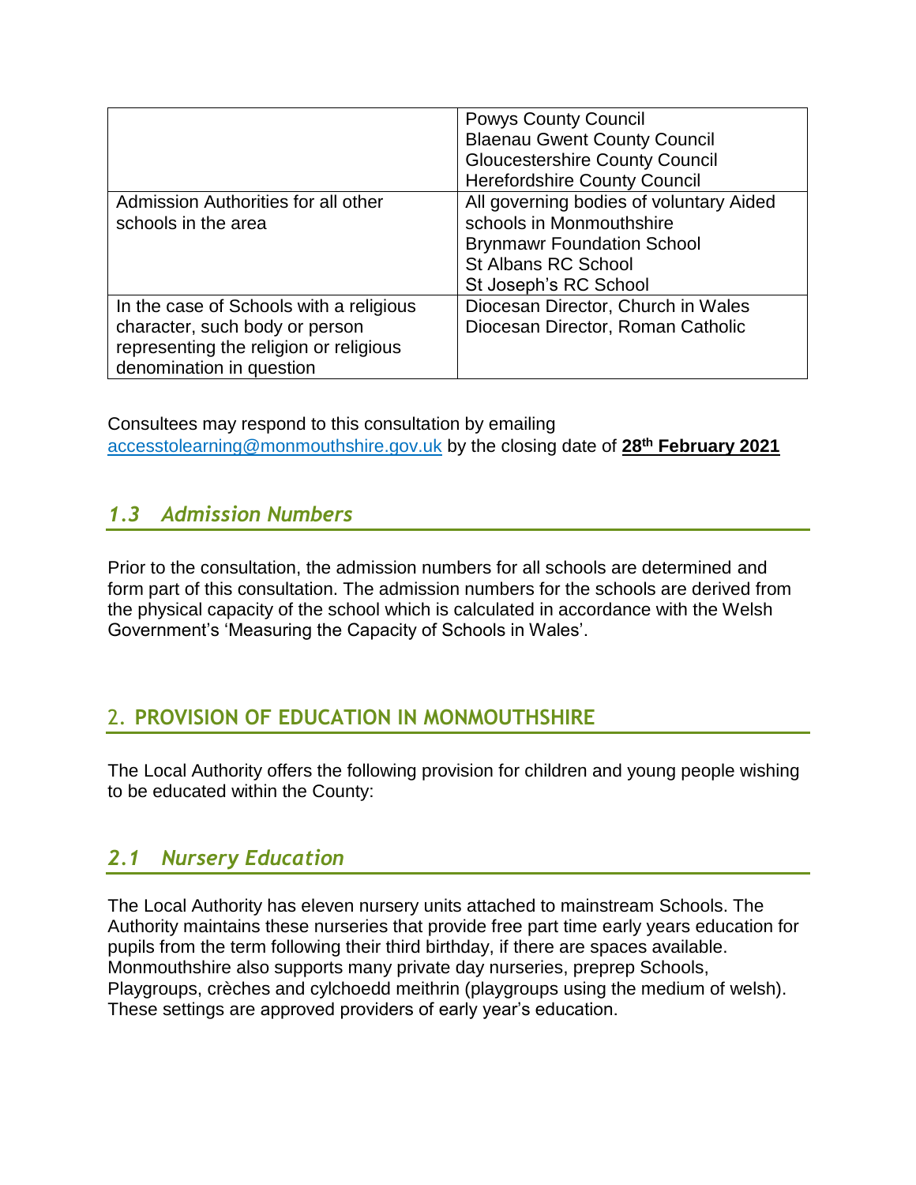|  |  |
|---|---|
|  | Powys County Council<br>Blaenau Gwent County Council<br>Gloucestershire County Council<br>Herefordshire County Council |
| Admission Authorities for all other schools in the area | All governing bodies of voluntary Aided schools in Monmouthshire<br>Brynmawr Foundation School<br>St Albans RC School<br>St Joseph's RC School |
| In the case of Schools with a religious character, such body or person representing the religion or religious denomination in question | Diocesan Director, Church in Wales<br>Diocesan Director, Roman Catholic |

Consultees may respond to this consultation by emailing accesstolearning@monmouthshire.gov.uk by the closing date of **28th February 2021**

### *1.3 Admission Numbers*

Prior to the consultation, the admission numbers for all schools are determined and form part of this consultation. The admission numbers for the schools are derived from the physical capacity of the school which is calculated in accordance with the Welsh Government's 'Measuring the Capacity of Schools in Wales'.

## 2. PROVISION OF EDUCATION IN MONMOUTHSHIRE

The Local Authority offers the following provision for children and young people wishing to be educated within the County:

### *2.1 Nursery Education*

The Local Authority has eleven nursery units attached to mainstream Schools. The Authority maintains these nurseries that provide free part time early years education for pupils from the term following their third birthday, if there are spaces available. Monmouthshire also supports many private day nurseries, preprep Schools, Playgroups, crèches and cylchoedd meithrin (playgroups using the medium of welsh). These settings are approved providers of early year's education.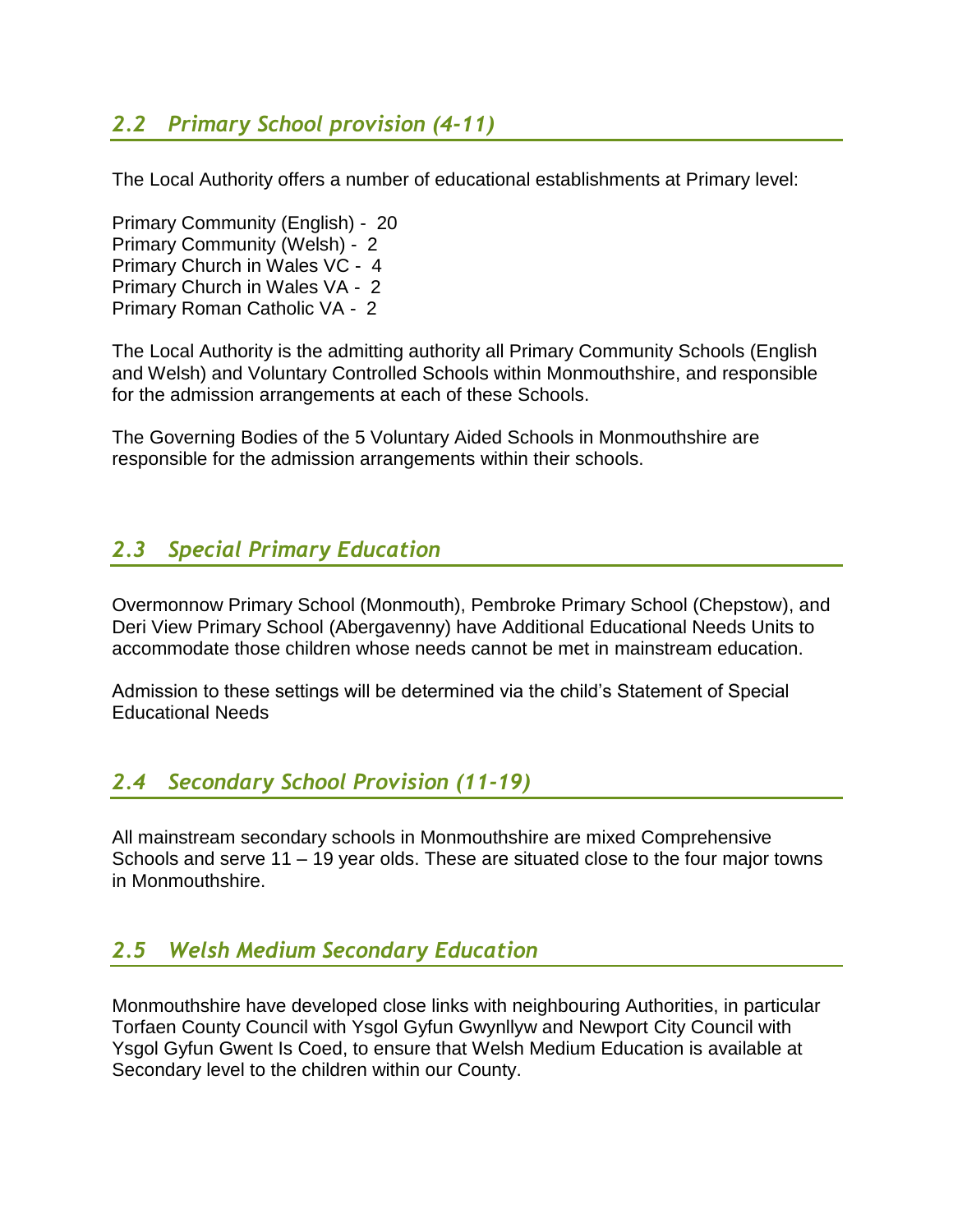## *2.2 Primary School provision (4-11)*

The Local Authority offers a number of educational establishments at Primary level:

Primary Community (English) - 20
Primary Community (Welsh) - 2
Primary Church in Wales VC - 4
Primary Church in Wales VA - 2
Primary Roman Catholic VA - 2

The Local Authority is the admitting authority all Primary Community Schools (English and Welsh) and Voluntary Controlled Schools within Monmouthshire, and responsible for the admission arrangements at each of these Schools.

The Governing Bodies of the 5 Voluntary Aided Schools in Monmouthshire are responsible for the admission arrangements within their schools.

## *2.3 Special Primary Education*

Overmonnow Primary School (Monmouth), Pembroke Primary School (Chepstow), and Deri View Primary School (Abergavenny) have Additional Educational Needs Units to accommodate those children whose needs cannot be met in mainstream education.

Admission to these settings will be determined via the child's Statement of Special Educational Needs

## *2.4 Secondary School Provision (11-19)*

All mainstream secondary schools in Monmouthshire are mixed Comprehensive Schools and serve 11 – 19 year olds. These are situated close to the four major towns in Monmouthshire.

## *2.5 Welsh Medium Secondary Education*

Monmouthshire have developed close links with neighbouring Authorities, in particular Torfaen County Council with Ysgol Gyfun Gwynllyw and Newport City Council with Ysgol Gyfun Gwent Is Coed, to ensure that Welsh Medium Education is available at Secondary level to the children within our County.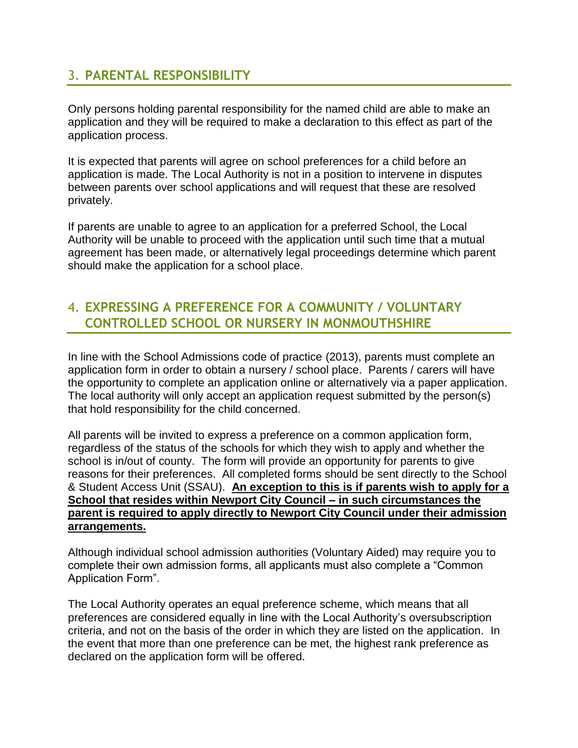## 3. PARENTAL RESPONSIBILITY

Only persons holding parental responsibility for the named child are able to make an application and they will be required to make a declaration to this effect as part of the application process.

It is expected that parents will agree on school preferences for a child before an application is made. The Local Authority is not in a position to intervene in disputes between parents over school applications and will request that these are resolved privately.

If parents are unable to agree to an application for a preferred School, the Local Authority will be unable to proceed with the application until such time that a mutual agreement has been made, or alternatively legal proceedings determine which parent should make the application for a school place.

## 4. EXPRESSING A PREFERENCE FOR A COMMUNITY / VOLUNTARY CONTROLLED SCHOOL OR NURSERY IN MONMOUTHSHIRE

In line with the School Admissions code of practice (2013), parents must complete an application form in order to obtain a nursery / school place. Parents / carers will have the opportunity to complete an application online or alternatively via a paper application. The local authority will only accept an application request submitted by the person(s) that hold responsibility for the child concerned.

All parents will be invited to express a preference on a common application form, regardless of the status of the schools for which they wish to apply and whether the school is in/out of county. The form will provide an opportunity for parents to give reasons for their preferences. All completed forms should be sent directly to the School & Student Access Unit (SSAU). **An exception to this is if parents wish to apply for a School that resides within Newport City Council – in such circumstances the parent is required to apply directly to Newport City Council under their admission arrangements.**

Although individual school admission authorities (Voluntary Aided) may require you to complete their own admission forms, all applicants must also complete a "Common Application Form".

The Local Authority operates an equal preference scheme, which means that all preferences are considered equally in line with the Local Authority's oversubscription criteria, and not on the basis of the order in which they are listed on the application. In the event that more than one preference can be met, the highest rank preference as declared on the application form will be offered.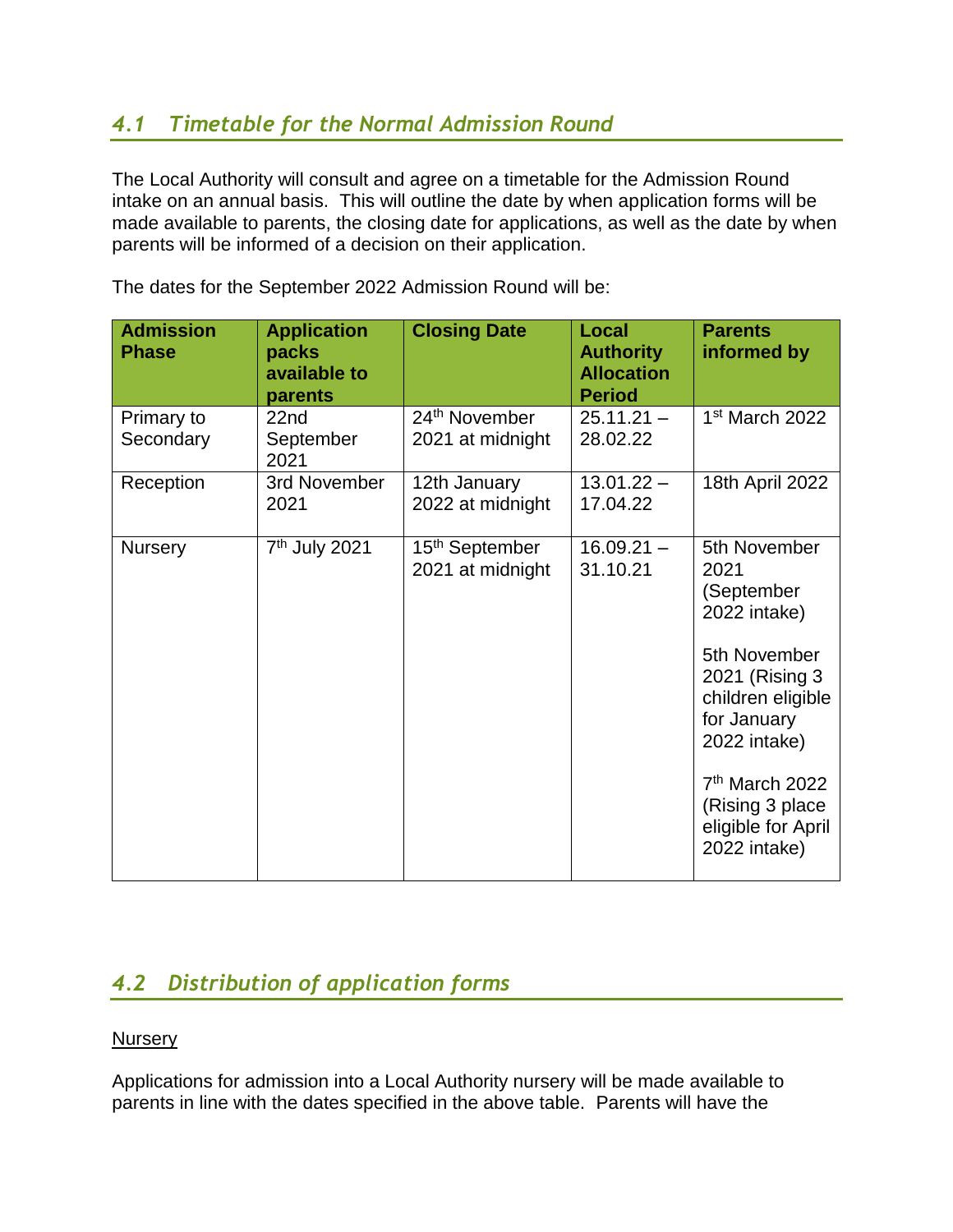## *4.1 Timetable for the Normal Admission Round*

The Local Authority will consult and agree on a timetable for the Admission Round intake on an annual basis. This will outline the date by when application forms will be made available to parents, the closing date for applications, as well as the date by when parents will be informed of a decision on their application.

The dates for the September 2022 Admission Round will be:

| Admission Phase | Application packs available to parents | Closing Date | Local Authority Allocation Period | Parents informed by |
|---|---|---|---|---|
| Primary to Secondary | 22nd September 2021 | 24th November 2021 at midnight | 25.11.21 – 28.02.22 | 1st March 2022 |
| Reception | 3rd November 2021 | 12th January 2022 at midnight | 13.01.22 – 17.04.22 | 18th April 2022 |
| Nursery | 7th July 2021 | 15th September 2021 at midnight | 16.09.21 – 31.10.21 | 5th November 2021 (September 2022 intake)<br><br>5th November 2021 (Rising 3 children eligible for January 2022 intake)<br><br>7th March 2022 (Rising 3 place eligible for April 2022 intake) |

## *4.2 Distribution of application forms*

<u>Nursery</u>

Applications for admission into a Local Authority nursery will be made available to parents in line with the dates specified in the above table. Parents will have the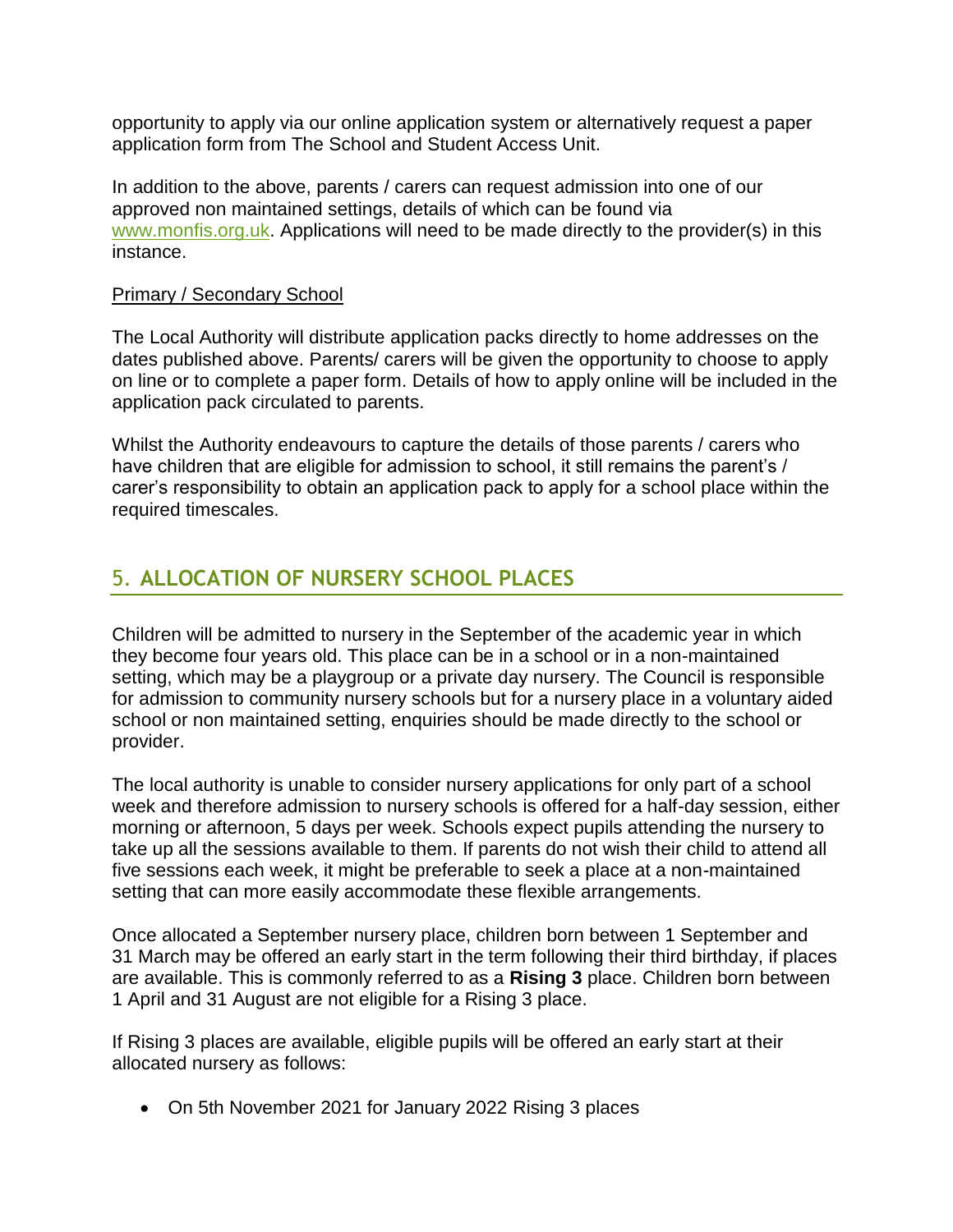opportunity to apply via our online application system or alternatively request a paper application form from The School and Student Access Unit.

In addition to the above, parents / carers can request admission into one of our approved non maintained settings, details of which can be found via [www.monfis.org.uk](http://www.monfis.org.uk). Applications will need to be made directly to the provider(s) in this instance.

Primary / Secondary School

The Local Authority will distribute application packs directly to home addresses on the dates published above. Parents/ carers will be given the opportunity to choose to apply on line or to complete a paper form. Details of how to apply online will be included in the application pack circulated to parents.

Whilst the Authority endeavours to capture the details of those parents / carers who have children that are eligible for admission to school, it still remains the parent's / carer's responsibility to obtain an application pack to apply for a school place within the required timescales.

## 5. ALLOCATION OF NURSERY SCHOOL PLACES

Children will be admitted to nursery in the September of the academic year in which they become four years old. This place can be in a school or in a non-maintained setting, which may be a playgroup or a private day nursery. The Council is responsible for admission to community nursery schools but for a nursery place in a voluntary aided school or non maintained setting, enquiries should be made directly to the school or provider.

The local authority is unable to consider nursery applications for only part of a school week and therefore admission to nursery schools is offered for a half-day session, either morning or afternoon, 5 days per week. Schools expect pupils attending the nursery to take up all the sessions available to them. If parents do not wish their child to attend all five sessions each week, it might be preferable to seek a place at a non-maintained setting that can more easily accommodate these flexible arrangements.

Once allocated a September nursery place, children born between 1 September and 31 March may be offered an early start in the term following their third birthday, if places are available. This is commonly referred to as a **Rising 3** place. Children born between 1 April and 31 August are not eligible for a Rising 3 place.

If Rising 3 places are available, eligible pupils will be offered an early start at their allocated nursery as follows:

- On 5th November 2021 for January 2022 Rising 3 places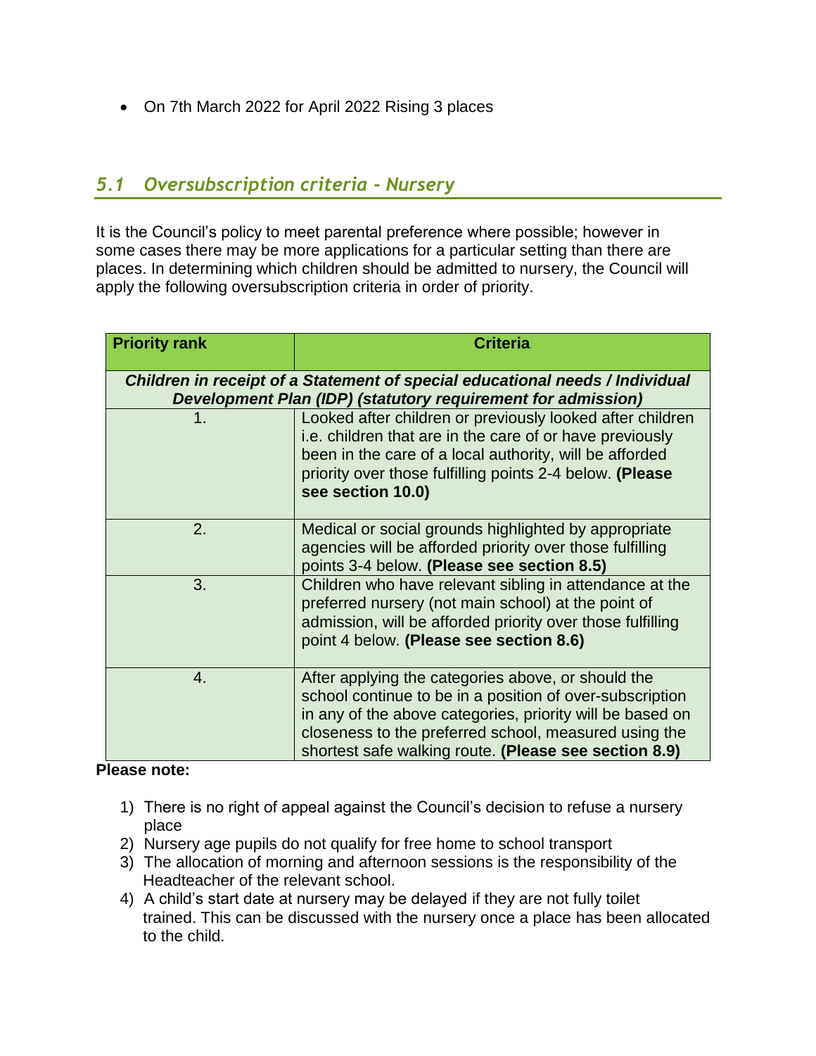- On 7th March 2022 for April 2022 Rising 3 places

## *5.1 Oversubscription criteria - Nursery*

It is the Council's policy to meet parental preference where possible; however in some cases there may be more applications for a particular setting than there are places. In determining which children should be admitted to nursery, the Council will apply the following oversubscription criteria in order of priority.

| Priority rank | Criteria |
|---|---|
| ***Children in receipt of a Statement of special educational needs / Individual Development Plan (IDP) (statutory requirement for admission)*** | |
| 1. | Looked after children or previously looked after children i.e. children that are in the care of or have previously been in the care of a local authority, will be afforded priority over those fulfilling points 2-4 below. **(Please see section 10.0)** |
| 2. | Medical or social grounds highlighted by appropriate agencies will be afforded priority over those fulfilling points 3-4 below. **(Please see section 8.5)** |
| 3. | Children who have relevant sibling in attendance at the preferred nursery (not main school) at the point of admission, will be afforded priority over those fulfilling point 4 below. **(Please see section 8.6)** |
| 4. | After applying the categories above, or should the school continue to be in a position of over-subscription in any of the above categories, priority will be based on closeness to the preferred school, measured using the shortest safe walking route. **(Please see section 8.9)** |

**Please note:**

1) There is no right of appeal against the Council's decision to refuse a nursery place
2) Nursery age pupils do not qualify for free home to school transport
3) The allocation of morning and afternoon sessions is the responsibility of the Headteacher of the relevant school.
4) A child's start date at nursery may be delayed if they are not fully toilet trained. This can be discussed with the nursery once a place has been allocated to the child.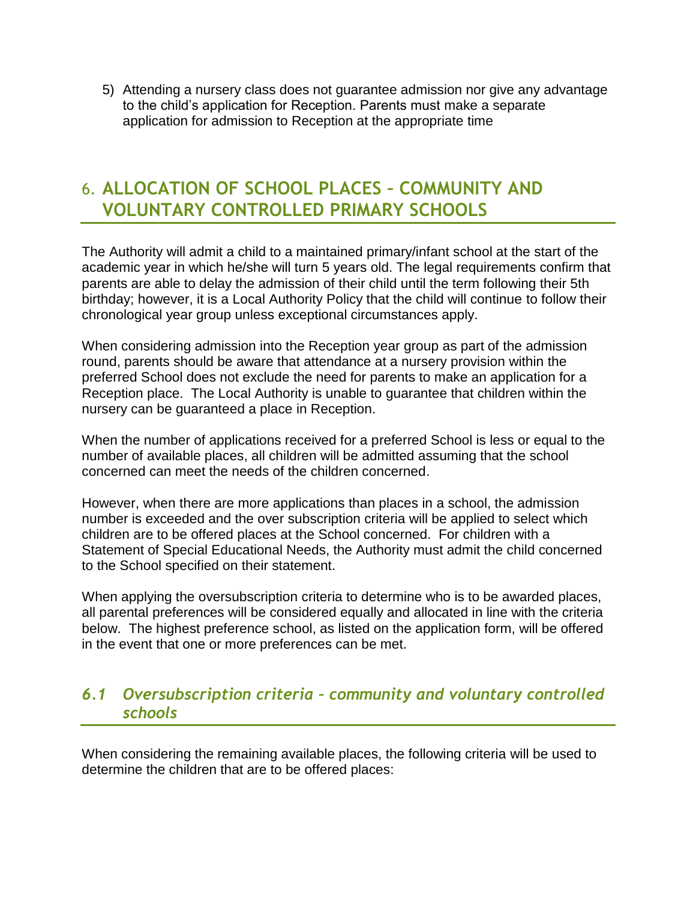5) Attending a nursery class does not guarantee admission nor give any advantage to the child's application for Reception. Parents must make a separate application for admission to Reception at the appropriate time

## 6. ALLOCATION OF SCHOOL PLACES – COMMUNITY AND VOLUNTARY CONTROLLED PRIMARY SCHOOLS

The Authority will admit a child to a maintained primary/infant school at the start of the academic year in which he/she will turn 5 years old. The legal requirements confirm that parents are able to delay the admission of their child until the term following their 5th birthday; however, it is a Local Authority Policy that the child will continue to follow their chronological year group unless exceptional circumstances apply.

When considering admission into the Reception year group as part of the admission round, parents should be aware that attendance at a nursery provision within the preferred School does not exclude the need for parents to make an application for a Reception place. The Local Authority is unable to guarantee that children within the nursery can be guaranteed a place in Reception.

When the number of applications received for a preferred School is less or equal to the number of available places, all children will be admitted assuming that the school concerned can meet the needs of the children concerned.

However, when there are more applications than places in a school, the admission number is exceeded and the over subscription criteria will be applied to select which children are to be offered places at the School concerned. For children with a Statement of Special Educational Needs, the Authority must admit the child concerned to the School specified on their statement.

When applying the oversubscription criteria to determine who is to be awarded places, all parental preferences will be considered equally and allocated in line with the criteria below. The highest preference school, as listed on the application form, will be offered in the event that one or more preferences can be met.

### *6.1 Oversubscription criteria – community and voluntary controlled schools*

When considering the remaining available places, the following criteria will be used to determine the children that are to be offered places: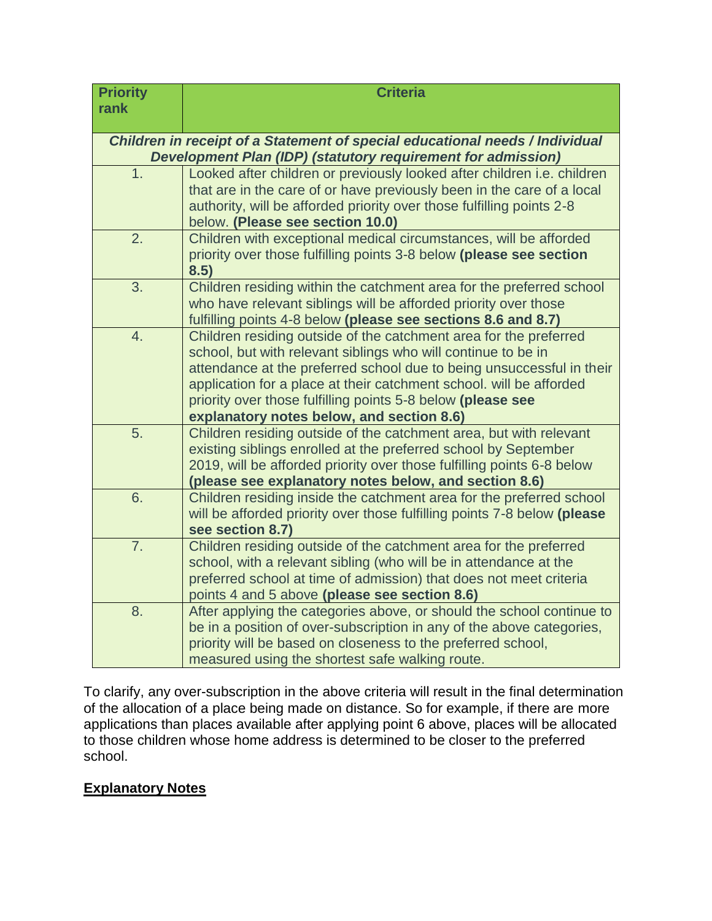| Priority rank | Criteria |
|---|---|
| ***Children in receipt of a Statement of special educational needs / Individual Development Plan (IDP) (statutory requirement for admission)*** | |
| 1. | Looked after children or previously looked after children i.e. children that are in the care of or have previously been in the care of a local authority, will be afforded priority over those fulfilling points 2-8 below. **(Please see section 10.0)** |
| 2. | Children with exceptional medical circumstances, will be afforded priority over those fulfilling points 3-8 below **(please see section 8.5)** |
| 3. | Children residing within the catchment area for the preferred school who have relevant siblings will be afforded priority over those fulfilling points 4-8 below **(please see sections 8.6 and 8.7)** |
| 4. | Children residing outside of the catchment area for the preferred school, but with relevant siblings who will continue to be in attendance at the preferred school due to being unsuccessful in their application for a place at their catchment school. will be afforded priority over those fulfilling points 5-8 below **(please see explanatory notes below, and section 8.6)** |
| 5. | Children residing outside of the catchment area, but with relevant existing siblings enrolled at the preferred school by September 2019, will be afforded priority over those fulfilling points 6-8 below **(please see explanatory notes below, and section 8.6)** |
| 6. | Children residing inside the catchment area for the preferred school will be afforded priority over those fulfilling points 7-8 below **(please see section 8.7)** |
| 7. | Children residing outside of the catchment area for the preferred school, with a relevant sibling (who will be in attendance at the preferred school at time of admission) that does not meet criteria points 4 and 5 above **(please see section 8.6)** |
| 8. | After applying the categories above, or should the school continue to be in a position of over-subscription in any of the above categories, priority will be based on closeness to the preferred school, measured using the shortest safe walking route. |

To clarify, any over-subscription in the above criteria will result in the final determination of the allocation of a place being made on distance. So for example, if there are more applications than places available after applying point 6 above, places will be allocated to those children whose home address is determined to be closer to the preferred school.

**Explanatory Notes**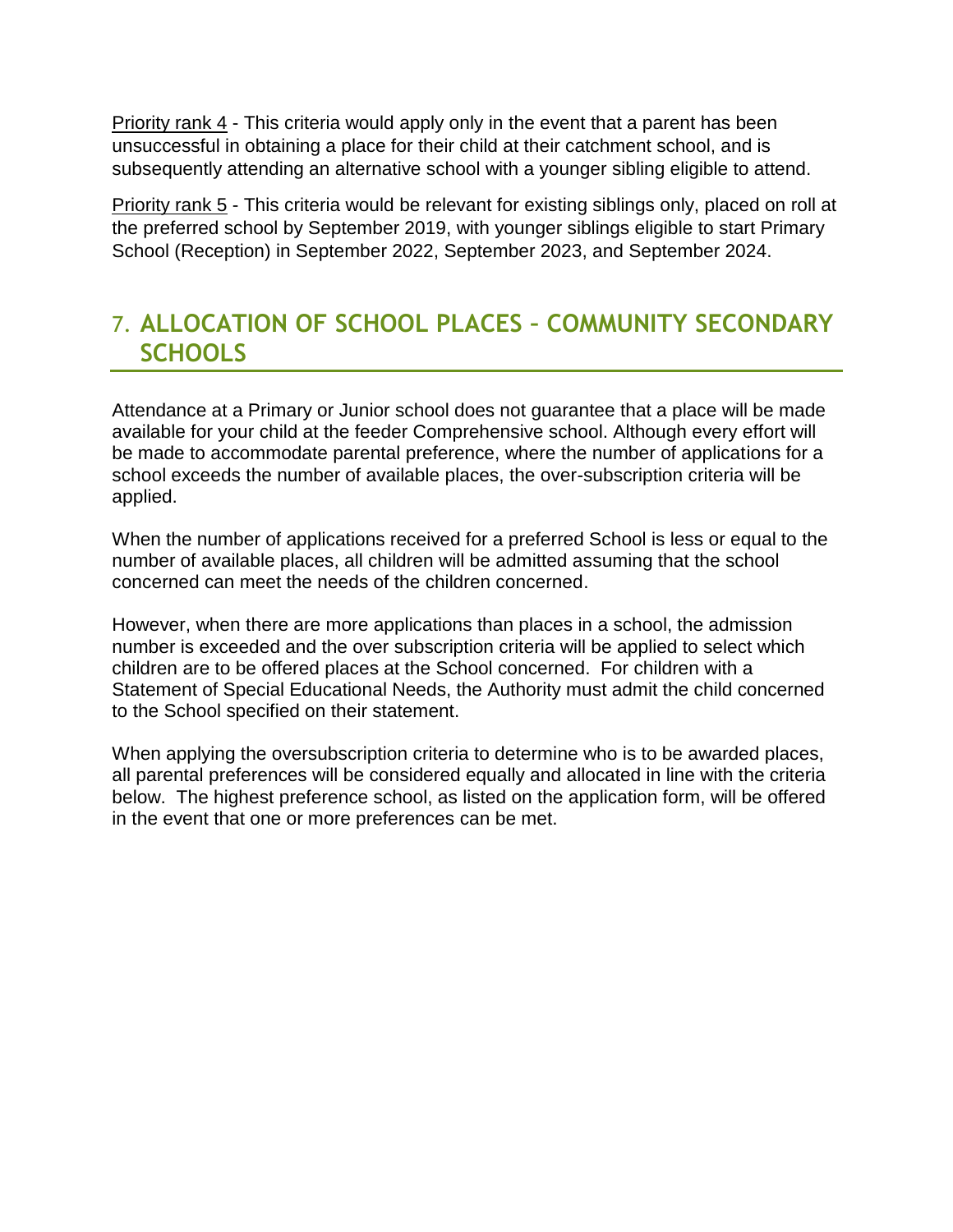<u>Priority rank 4</u> - This criteria would apply only in the event that a parent has been unsuccessful in obtaining a place for their child at their catchment school, and is subsequently attending an alternative school with a younger sibling eligible to attend.

<u>Priority rank 5</u> - This criteria would be relevant for existing siblings only, placed on roll at the preferred school by September 2019, with younger siblings eligible to start Primary School (Reception) in September 2022, September 2023, and September 2024.

## 7. ALLOCATION OF SCHOOL PLACES – COMMUNITY SECONDARY SCHOOLS

Attendance at a Primary or Junior school does not guarantee that a place will be made available for your child at the feeder Comprehensive school. Although every effort will be made to accommodate parental preference, where the number of applications for a school exceeds the number of available places, the over-subscription criteria will be applied.

When the number of applications received for a preferred School is less or equal to the number of available places, all children will be admitted assuming that the school concerned can meet the needs of the children concerned.

However, when there are more applications than places in a school, the admission number is exceeded and the over subscription criteria will be applied to select which children are to be offered places at the School concerned. For children with a Statement of Special Educational Needs, the Authority must admit the child concerned to the School specified on their statement.

When applying the oversubscription criteria to determine who is to be awarded places, all parental preferences will be considered equally and allocated in line with the criteria below. The highest preference school, as listed on the application form, will be offered in the event that one or more preferences can be met.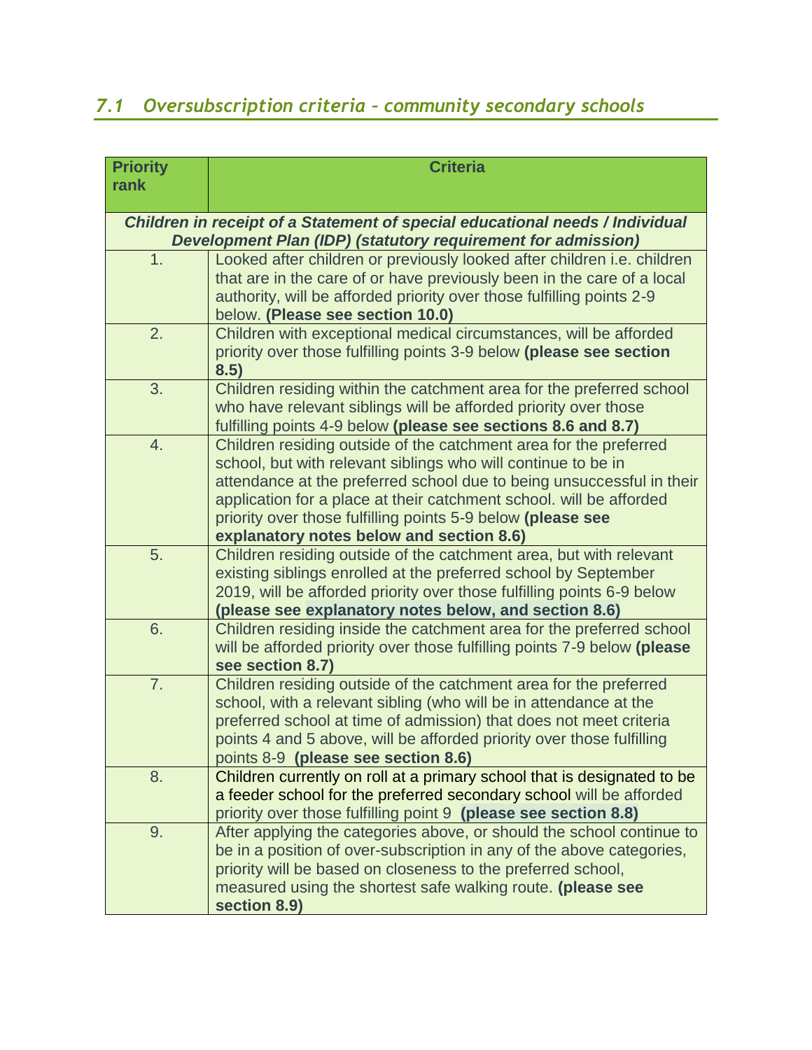## *7.1 Oversubscription criteria – community secondary schools*

| Priority rank | Criteria |
|---|---|
| ***Children in receipt of a Statement of special educational needs / Individual Development Plan (IDP) (statutory requirement for admission)*** | |
| 1. | Looked after children or previously looked after children i.e. children that are in the care of or have previously been in the care of a local authority, will be afforded priority over those fulfilling points 2-9 below. **(Please see section 10.0)** |
| 2. | Children with exceptional medical circumstances, will be afforded priority over those fulfilling points 3-9 below **(please see section 8.5)** |
| 3. | Children residing within the catchment area for the preferred school who have relevant siblings will be afforded priority over those fulfilling points 4-9 below **(please see sections 8.6 and 8.7)** |
| 4. | Children residing outside of the catchment area for the preferred school, but with relevant siblings who will continue to be in attendance at the preferred school due to being unsuccessful in their application for a place at their catchment school. will be afforded priority over those fulfilling points 5-9 below **(please see explanatory notes below and section 8.6)** |
| 5. | Children residing outside of the catchment area, but with relevant existing siblings enrolled at the preferred school by September 2019, will be afforded priority over those fulfilling points 6-9 below **(please see explanatory notes below, and section 8.6)** |
| 6. | Children residing inside the catchment area for the preferred school will be afforded priority over those fulfilling points 7-9 below **(please see section 8.7)** |
| 7. | Children residing outside of the catchment area for the preferred school, with a relevant sibling (who will be in attendance at the preferred school at time of admission) that does not meet criteria points 4 and 5 above, will be afforded priority over those fulfilling points 8-9 **(please see section 8.6)** |
| 8. | Children currently on roll at a primary school that is designated to be a feeder school for the preferred secondary school will be afforded priority over those fulfilling point 9 **(please see section 8.8)** |
| 9. | After applying the categories above, or should the school continue to be in a position of over-subscription in any of the above categories, priority will be based on closeness to the preferred school, measured using the shortest safe walking route. **(please see section 8.9)** |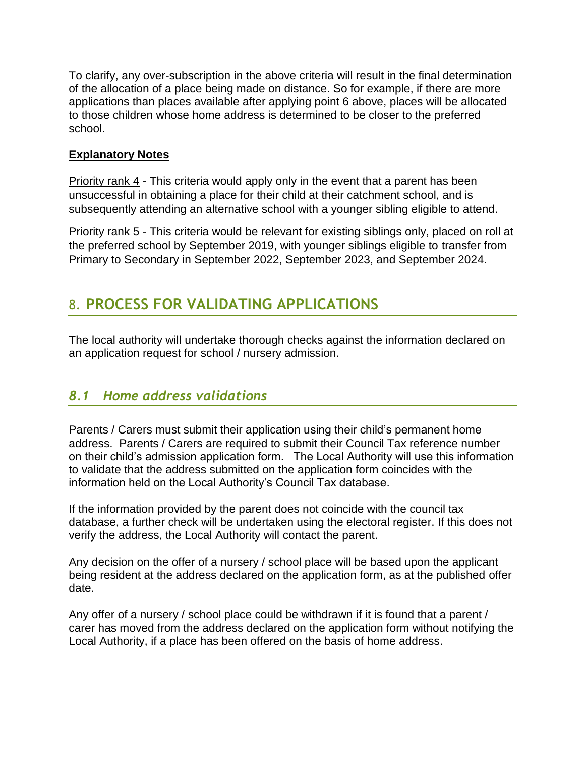To clarify, any over-subscription in the above criteria will result in the final determination of the allocation of a place being made on distance. So for example, if there are more applications than places available after applying point 6 above, places will be allocated to those children whose home address is determined to be closer to the preferred school.

**Explanatory Notes**

Priority rank 4 - This criteria would apply only in the event that a parent has been unsuccessful in obtaining a place for their child at their catchment school, and is subsequently attending an alternative school with a younger sibling eligible to attend.

Priority rank 5 - This criteria would be relevant for existing siblings only, placed on roll at the preferred school by September 2019, with younger siblings eligible to transfer from Primary to Secondary in September 2022, September 2023, and September 2024.

## 8. PROCESS FOR VALIDATING APPLICATIONS

The local authority will undertake thorough checks against the information declared on an application request for school / nursery admission.

### *8.1 Home address validations*

Parents / Carers must submit their application using their child's permanent home address. Parents / Carers are required to submit their Council Tax reference number on their child's admission application form. The Local Authority will use this information to validate that the address submitted on the application form coincides with the information held on the Local Authority's Council Tax database.

If the information provided by the parent does not coincide with the council tax database, a further check will be undertaken using the electoral register. If this does not verify the address, the Local Authority will contact the parent.

Any decision on the offer of a nursery / school place will be based upon the applicant being resident at the address declared on the application form, as at the published offer date.

Any offer of a nursery / school place could be withdrawn if it is found that a parent / carer has moved from the address declared on the application form without notifying the Local Authority, if a place has been offered on the basis of home address.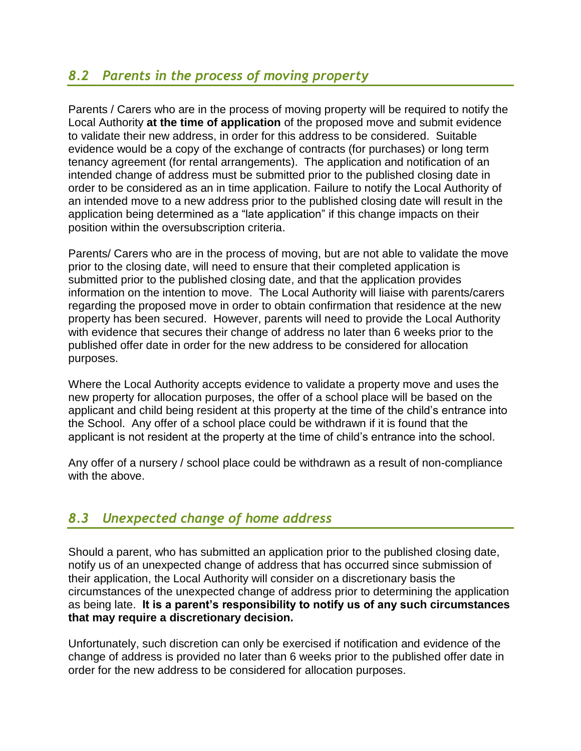## *8.2 Parents in the process of moving property*

Parents / Carers who are in the process of moving property will be required to notify the Local Authority **at the time of application** of the proposed move and submit evidence to validate their new address, in order for this address to be considered. Suitable evidence would be a copy of the exchange of contracts (for purchases) or long term tenancy agreement (for rental arrangements). The application and notification of an intended change of address must be submitted prior to the published closing date in order to be considered as an in time application. Failure to notify the Local Authority of an intended move to a new address prior to the published closing date will result in the application being determined as a "late application" if this change impacts on their position within the oversubscription criteria.

Parents/ Carers who are in the process of moving, but are not able to validate the move prior to the closing date, will need to ensure that their completed application is submitted prior to the published closing date, and that the application provides information on the intention to move. The Local Authority will liaise with parents/carers regarding the proposed move in order to obtain confirmation that residence at the new property has been secured. However, parents will need to provide the Local Authority with evidence that secures their change of address no later than 6 weeks prior to the published offer date in order for the new address to be considered for allocation purposes.

Where the Local Authority accepts evidence to validate a property move and uses the new property for allocation purposes, the offer of a school place will be based on the applicant and child being resident at this property at the time of the child's entrance into the School. Any offer of a school place could be withdrawn if it is found that the applicant is not resident at the property at the time of child's entrance into the school.

Any offer of a nursery / school place could be withdrawn as a result of non-compliance with the above.

## *8.3 Unexpected change of home address*

Should a parent, who has submitted an application prior to the published closing date, notify us of an unexpected change of address that has occurred since submission of their application, the Local Authority will consider on a discretionary basis the circumstances of the unexpected change of address prior to determining the application as being late. **It is a parent's responsibility to notify us of any such circumstances that may require a discretionary decision.**

Unfortunately, such discretion can only be exercised if notification and evidence of the change of address is provided no later than 6 weeks prior to the published offer date in order for the new address to be considered for allocation purposes.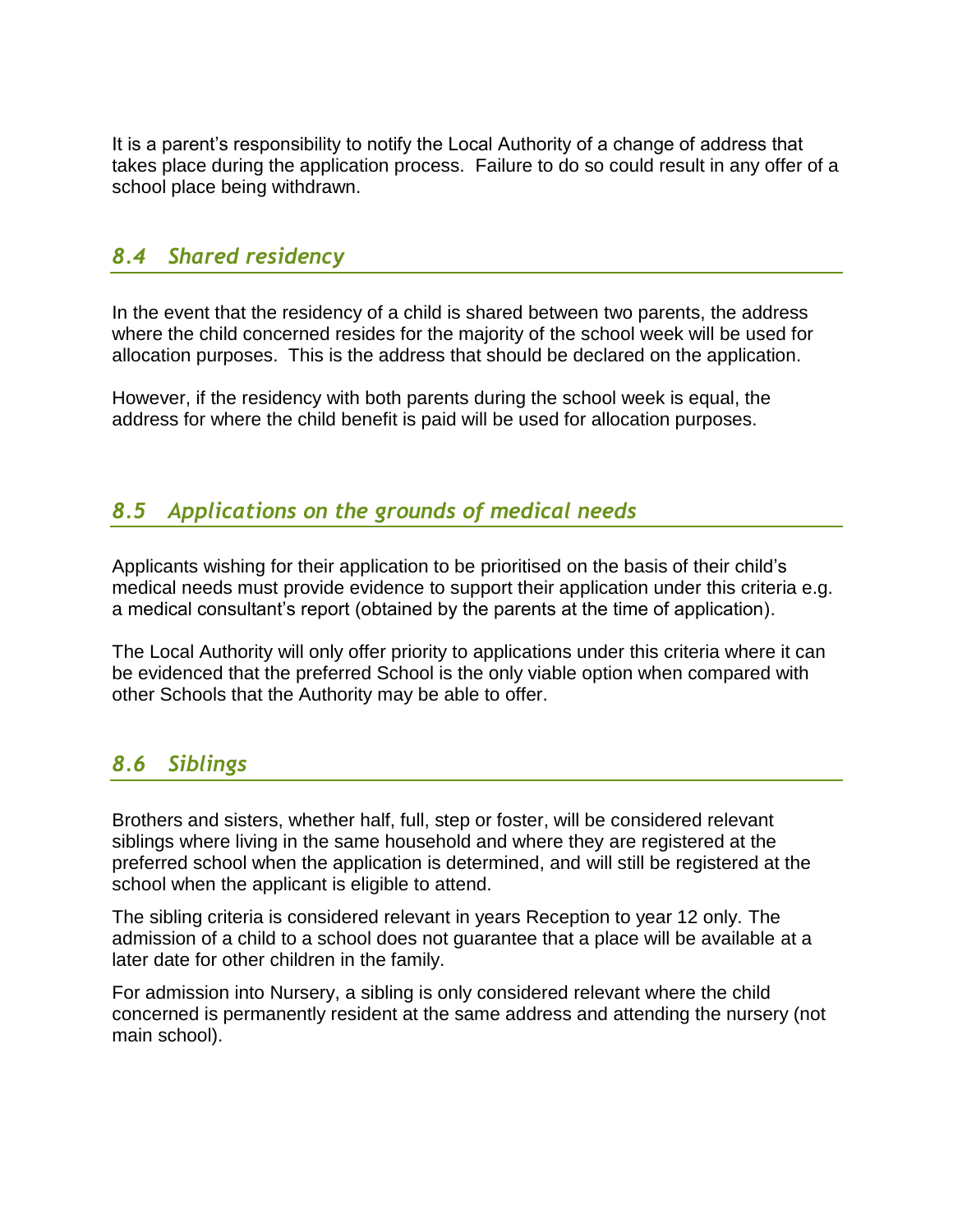It is a parent's responsibility to notify the Local Authority of a change of address that takes place during the application process. Failure to do so could result in any offer of a school place being withdrawn.

### *8.4 Shared residency*

In the event that the residency of a child is shared between two parents, the address where the child concerned resides for the majority of the school week will be used for allocation purposes. This is the address that should be declared on the application.

However, if the residency with both parents during the school week is equal, the address for where the child benefit is paid will be used for allocation purposes.

### *8.5 Applications on the grounds of medical needs*

Applicants wishing for their application to be prioritised on the basis of their child's medical needs must provide evidence to support their application under this criteria e.g. a medical consultant's report (obtained by the parents at the time of application).

The Local Authority will only offer priority to applications under this criteria where it can be evidenced that the preferred School is the only viable option when compared with other Schools that the Authority may be able to offer.

### *8.6 Siblings*

Brothers and sisters, whether half, full, step or foster, will be considered relevant siblings where living in the same household and where they are registered at the preferred school when the application is determined, and will still be registered at the school when the applicant is eligible to attend.

The sibling criteria is considered relevant in years Reception to year 12 only. The admission of a child to a school does not guarantee that a place will be available at a later date for other children in the family.

For admission into Nursery, a sibling is only considered relevant where the child concerned is permanently resident at the same address and attending the nursery (not main school).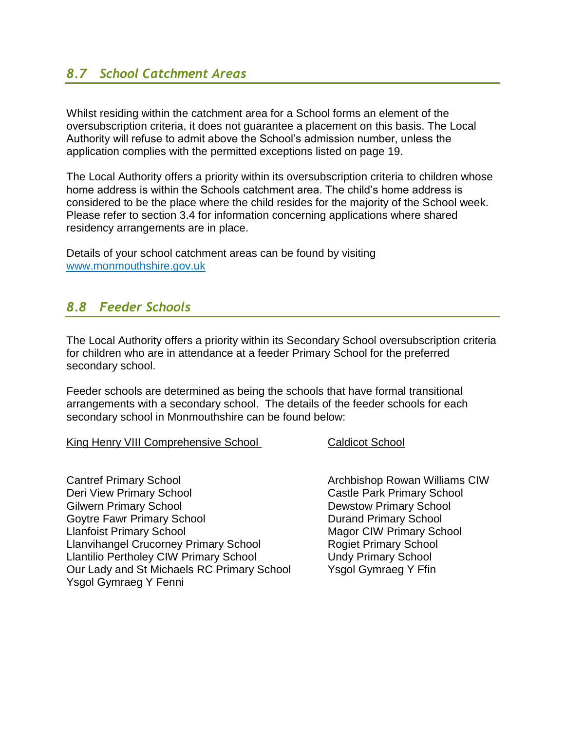## *8.7 School Catchment Areas*

Whilst residing within the catchment area for a School forms an element of the oversubscription criteria, it does not guarantee a placement on this basis. The Local Authority will refuse to admit above the School's admission number, unless the application complies with the permitted exceptions listed on page 19.

The Local Authority offers a priority within its oversubscription criteria to children whose home address is within the Schools catchment area. The child's home address is considered to be the place where the child resides for the majority of the School week. Please refer to section 3.4 for information concerning applications where shared residency arrangements are in place.

Details of your school catchment areas can be found by visiting [www.monmouthshire.gov.uk](http://www.monmouthshire.gov.uk)

## *8.8 Feeder Schools*

The Local Authority offers a priority within its Secondary School oversubscription criteria for children who are in attendance at a feeder Primary School for the preferred secondary school.

Feeder schools are determined as being the schools that have formal transitional arrangements with a secondary school. The details of the feeder schools for each secondary school in Monmouthshire can be found below:

<u>King Henry VIII Comprehensive School</u>

Cantref Primary School
Deri View Primary School
Gilwern Primary School
Goytre Fawr Primary School
Llanfoist Primary School
Llanvihangel Crucorney Primary School
Llantilio Pertholey CIW Primary School
Our Lady and St Michaels RC Primary School
Ysgol Gymraeg Y Fenni

<u>Caldicot School</u>

Archbishop Rowan Williams CIW
Castle Park Primary School
Dewstow Primary School
Durand Primary School
Magor CIW Primary School
Rogiet Primary School
Undy Primary School
Ysgol Gymraeg Y Ffin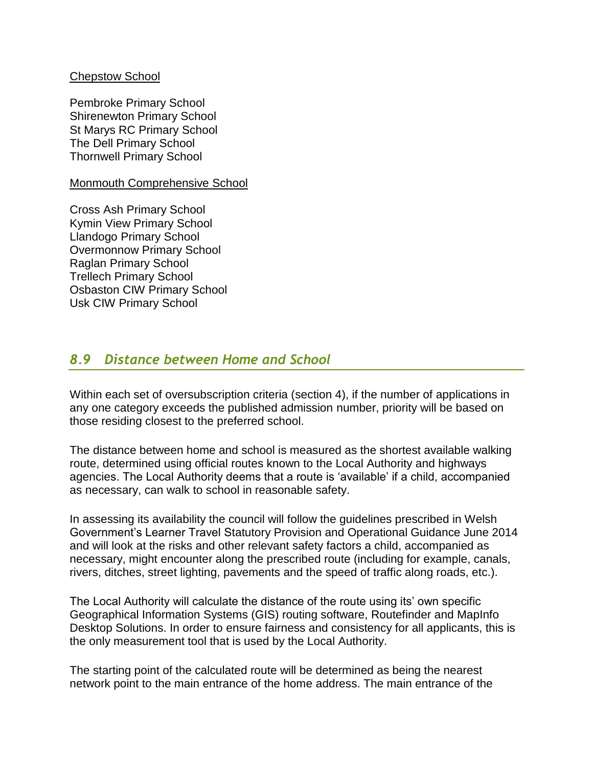Chepstow School

Pembroke Primary School
Shirenewton Primary School
St Marys RC Primary School
The Dell Primary School
Thornwell Primary School

Monmouth Comprehensive School

Cross Ash Primary School
Kymin View Primary School
Llandogo Primary School
Overmonnow Primary School
Raglan Primary School
Trellech Primary School
Osbaston CIW Primary School
Usk CIW Primary School

## *8.9 Distance between Home and School*

Within each set of oversubscription criteria (section 4), if the number of applications in any one category exceeds the published admission number, priority will be based on those residing closest to the preferred school.

The distance between home and school is measured as the shortest available walking route, determined using official routes known to the Local Authority and highways agencies. The Local Authority deems that a route is 'available' if a child, accompanied as necessary, can walk to school in reasonable safety.

In assessing its availability the council will follow the guidelines prescribed in Welsh Government's Learner Travel Statutory Provision and Operational Guidance June 2014 and will look at the risks and other relevant safety factors a child, accompanied as necessary, might encounter along the prescribed route (including for example, canals, rivers, ditches, street lighting, pavements and the speed of traffic along roads, etc.).

The Local Authority will calculate the distance of the route using its' own specific Geographical Information Systems (GIS) routing software, Routefinder and MapInfo Desktop Solutions. In order to ensure fairness and consistency for all applicants, this is the only measurement tool that is used by the Local Authority.

The starting point of the calculated route will be determined as being the nearest network point to the main entrance of the home address. The main entrance of the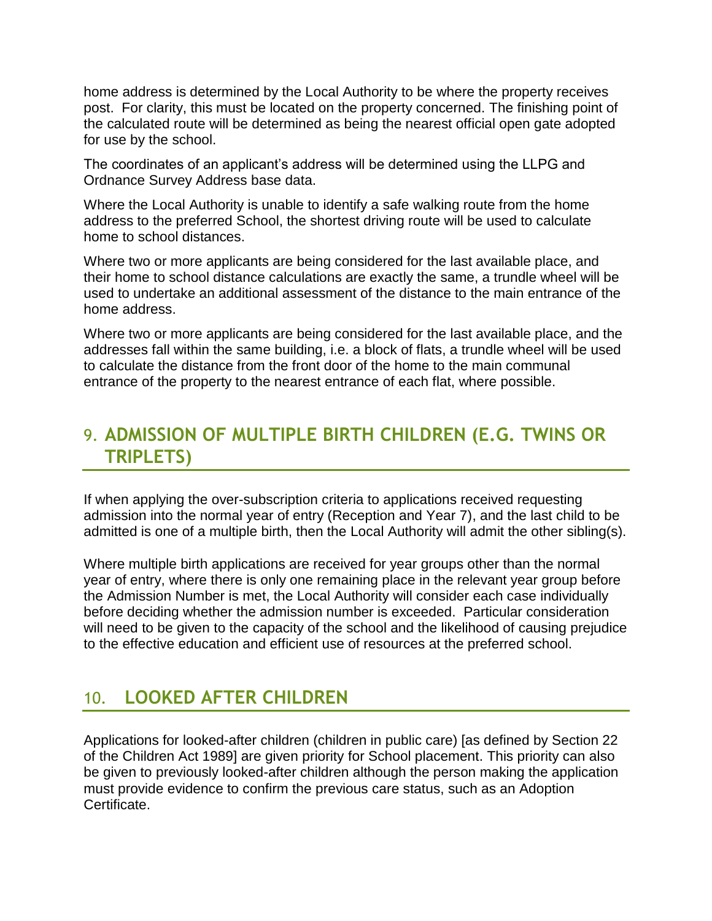home address is determined by the Local Authority to be where the property receives post. For clarity, this must be located on the property concerned. The finishing point of the calculated route will be determined as being the nearest official open gate adopted for use by the school.

The coordinates of an applicant's address will be determined using the LLPG and Ordnance Survey Address base data.

Where the Local Authority is unable to identify a safe walking route from the home address to the preferred School, the shortest driving route will be used to calculate home to school distances.

Where two or more applicants are being considered for the last available place, and their home to school distance calculations are exactly the same, a trundle wheel will be used to undertake an additional assessment of the distance to the main entrance of the home address.

Where two or more applicants are being considered for the last available place, and the addresses fall within the same building, i.e. a block of flats, a trundle wheel will be used to calculate the distance from the front door of the home to the main communal entrance of the property to the nearest entrance of each flat, where possible.

## 9. ADMISSION OF MULTIPLE BIRTH CHILDREN (E.G. TWINS OR TRIPLETS)

If when applying the over-subscription criteria to applications received requesting admission into the normal year of entry (Reception and Year 7), and the last child to be admitted is one of a multiple birth, then the Local Authority will admit the other sibling(s).

Where multiple birth applications are received for year groups other than the normal year of entry, where there is only one remaining place in the relevant year group before the Admission Number is met, the Local Authority will consider each case individually before deciding whether the admission number is exceeded. Particular consideration will need to be given to the capacity of the school and the likelihood of causing prejudice to the effective education and efficient use of resources at the preferred school.

## 10. LOOKED AFTER CHILDREN

Applications for looked-after children (children in public care) [as defined by Section 22 of the Children Act 1989] are given priority for School placement. This priority can also be given to previously looked-after children although the person making the application must provide evidence to confirm the previous care status, such as an Adoption Certificate.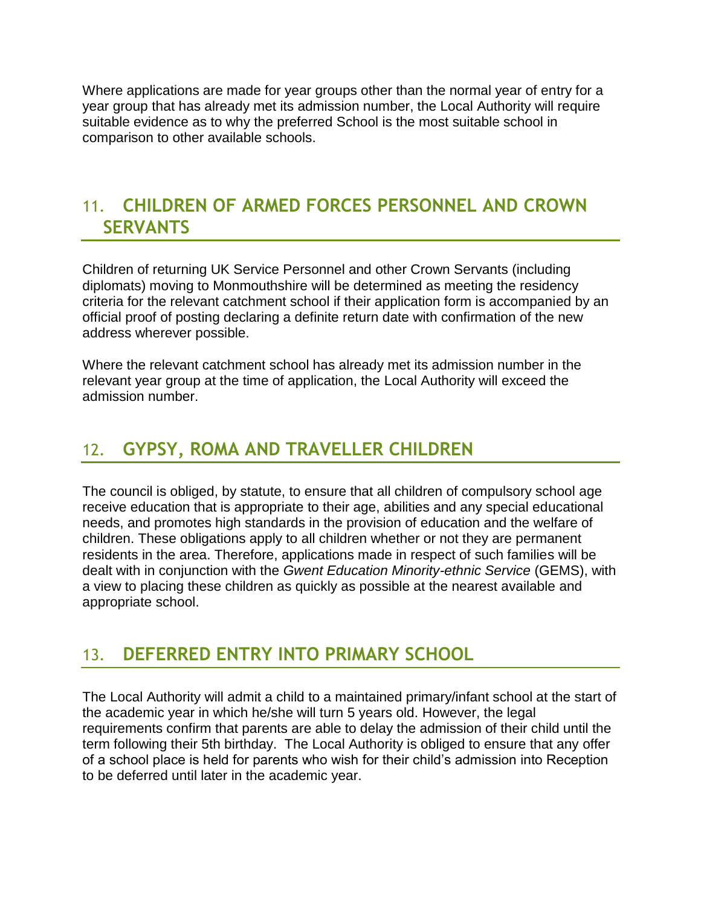Where applications are made for year groups other than the normal year of entry for a year group that has already met its admission number, the Local Authority will require suitable evidence as to why the preferred School is the most suitable school in comparison to other available schools.

## 11. CHILDREN OF ARMED FORCES PERSONNEL AND CROWN SERVANTS

Children of returning UK Service Personnel and other Crown Servants (including diplomats) moving to Monmouthshire will be determined as meeting the residency criteria for the relevant catchment school if their application form is accompanied by an official proof of posting declaring a definite return date with confirmation of the new address wherever possible.

Where the relevant catchment school has already met its admission number in the relevant year group at the time of application, the Local Authority will exceed the admission number.

## 12. GYPSY, ROMA AND TRAVELLER CHILDREN

The council is obliged, by statute, to ensure that all children of compulsory school age receive education that is appropriate to their age, abilities and any special educational needs, and promotes high standards in the provision of education and the welfare of children. These obligations apply to all children whether or not they are permanent residents in the area. Therefore, applications made in respect of such families will be dealt with in conjunction with the *Gwent Education Minority-ethnic Service* (GEMS), with a view to placing these children as quickly as possible at the nearest available and appropriate school.

## 13. DEFERRED ENTRY INTO PRIMARY SCHOOL

The Local Authority will admit a child to a maintained primary/infant school at the start of the academic year in which he/she will turn 5 years old. However, the legal requirements confirm that parents are able to delay the admission of their child until the term following their 5th birthday. The Local Authority is obliged to ensure that any offer of a school place is held for parents who wish for their child's admission into Reception to be deferred until later in the academic year.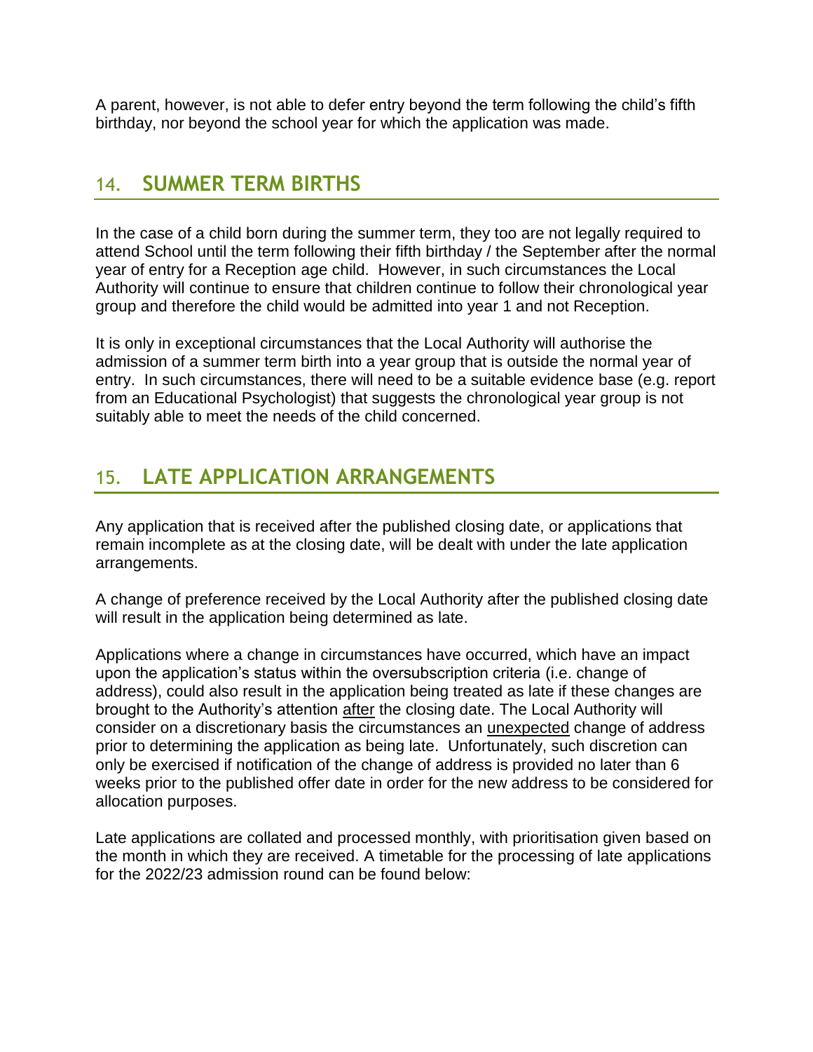A parent, however, is not able to defer entry beyond the term following the child's fifth birthday, nor beyond the school year for which the application was made.

## 14. SUMMER TERM BIRTHS

In the case of a child born during the summer term, they too are not legally required to attend School until the term following their fifth birthday / the September after the normal year of entry for a Reception age child. However, in such circumstances the Local Authority will continue to ensure that children continue to follow their chronological year group and therefore the child would be admitted into year 1 and not Reception.

It is only in exceptional circumstances that the Local Authority will authorise the admission of a summer term birth into a year group that is outside the normal year of entry. In such circumstances, there will need to be a suitable evidence base (e.g. report from an Educational Psychologist) that suggests the chronological year group is not suitably able to meet the needs of the child concerned.

## 15. LATE APPLICATION ARRANGEMENTS

Any application that is received after the published closing date, or applications that remain incomplete as at the closing date, will be dealt with under the late application arrangements.

A change of preference received by the Local Authority after the published closing date will result in the application being determined as late.

Applications where a change in circumstances have occurred, which have an impact upon the application's status within the oversubscription criteria (i.e. change of address), could also result in the application being treated as late if these changes are brought to the Authority's attention after the closing date. The Local Authority will consider on a discretionary basis the circumstances an unexpected change of address prior to determining the application as being late. Unfortunately, such discretion can only be exercised if notification of the change of address is provided no later than 6 weeks prior to the published offer date in order for the new address to be considered for allocation purposes.

Late applications are collated and processed monthly, with prioritisation given based on the month in which they are received. A timetable for the processing of late applications for the 2022/23 admission round can be found below: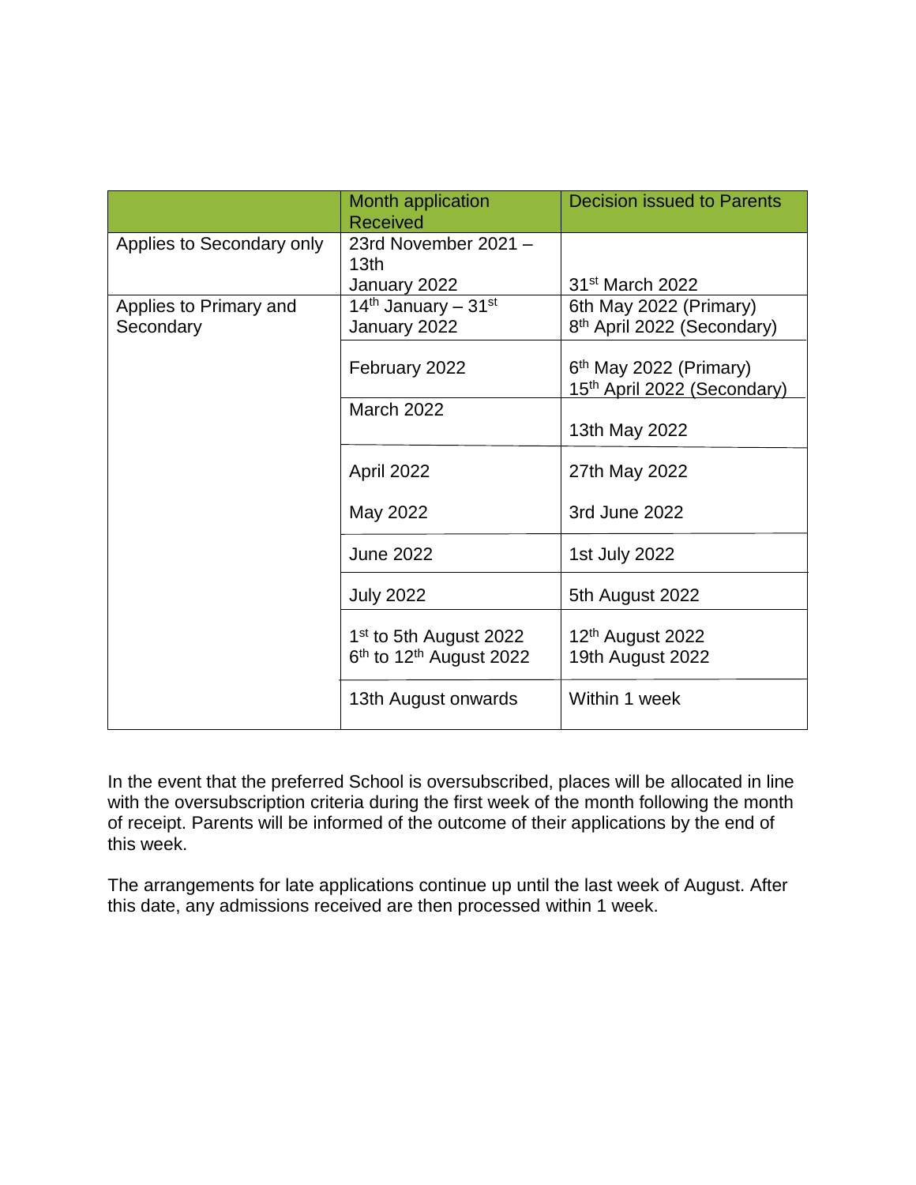| | Month application Received | Decision issued to Parents |
|---|---|---|
| Applies to Secondary only | 23rd November 2021 – 13th January 2022 | 31st March 2022 |
| Applies to Primary and Secondary | 14th January – 31st January 2022 | 6th May 2022 (Primary)<br>8th April 2022 (Secondary) |
| | February 2022 | 6th May 2022 (Primary)<br>15th April 2022 (Secondary) |
| | March 2022 | 13th May 2022 |
| | April 2022<br><br>May 2022 | 27th May 2022<br><br>3rd June 2022 |
| | June 2022 | 1st July 2022 |
| | July 2022 | 5th August 2022 |
| | 1st to 5th August 2022<br>6th to 12th August 2022 | 12th August 2022<br>19th August 2022 |
| | 13th August onwards | Within 1 week |

In the event that the preferred School is oversubscribed, places will be allocated in line with the oversubscription criteria during the first week of the month following the month of receipt. Parents will be informed of the outcome of their applications by the end of this week.

The arrangements for late applications continue up until the last week of August. After this date, any admissions received are then processed within 1 week.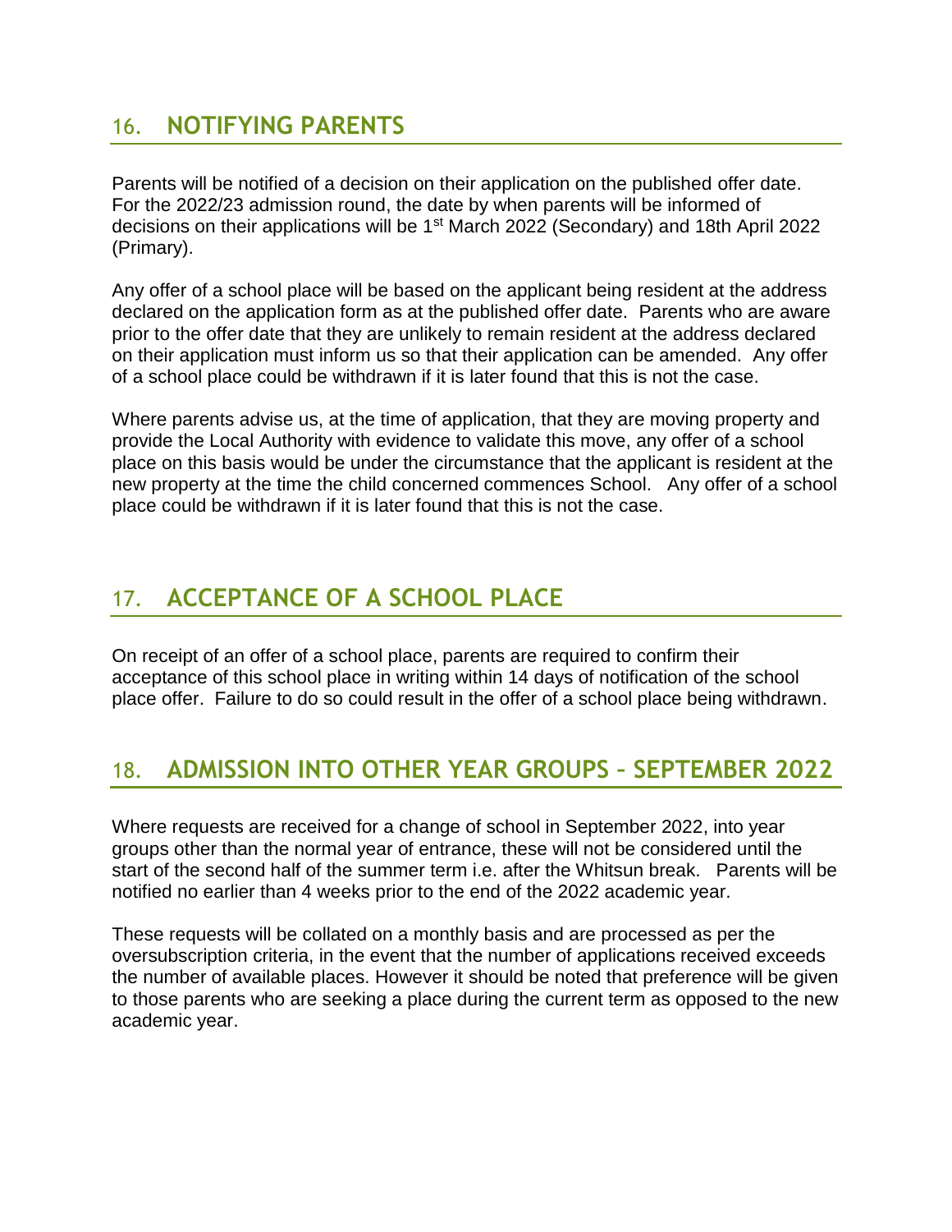## 16. NOTIFYING PARENTS

Parents will be notified of a decision on their application on the published offer date. For the 2022/23 admission round, the date by when parents will be informed of decisions on their applications will be 1st March 2022 (Secondary) and 18th April 2022 (Primary).

Any offer of a school place will be based on the applicant being resident at the address declared on the application form as at the published offer date. Parents who are aware prior to the offer date that they are unlikely to remain resident at the address declared on their application must inform us so that their application can be amended. Any offer of a school place could be withdrawn if it is later found that this is not the case.

Where parents advise us, at the time of application, that they are moving property and provide the Local Authority with evidence to validate this move, any offer of a school place on this basis would be under the circumstance that the applicant is resident at the new property at the time the child concerned commences School. Any offer of a school place could be withdrawn if it is later found that this is not the case.

## 17. ACCEPTANCE OF A SCHOOL PLACE

On receipt of an offer of a school place, parents are required to confirm their acceptance of this school place in writing within 14 days of notification of the school place offer. Failure to do so could result in the offer of a school place being withdrawn.

## 18. ADMISSION INTO OTHER YEAR GROUPS – SEPTEMBER 2022

Where requests are received for a change of school in September 2022, into year groups other than the normal year of entrance, these will not be considered until the start of the second half of the summer term i.e. after the Whitsun break. Parents will be notified no earlier than 4 weeks prior to the end of the 2022 academic year.

These requests will be collated on a monthly basis and are processed as per the oversubscription criteria, in the event that the number of applications received exceeds the number of available places. However it should be noted that preference will be given to those parents who are seeking a place during the current term as opposed to the new academic year.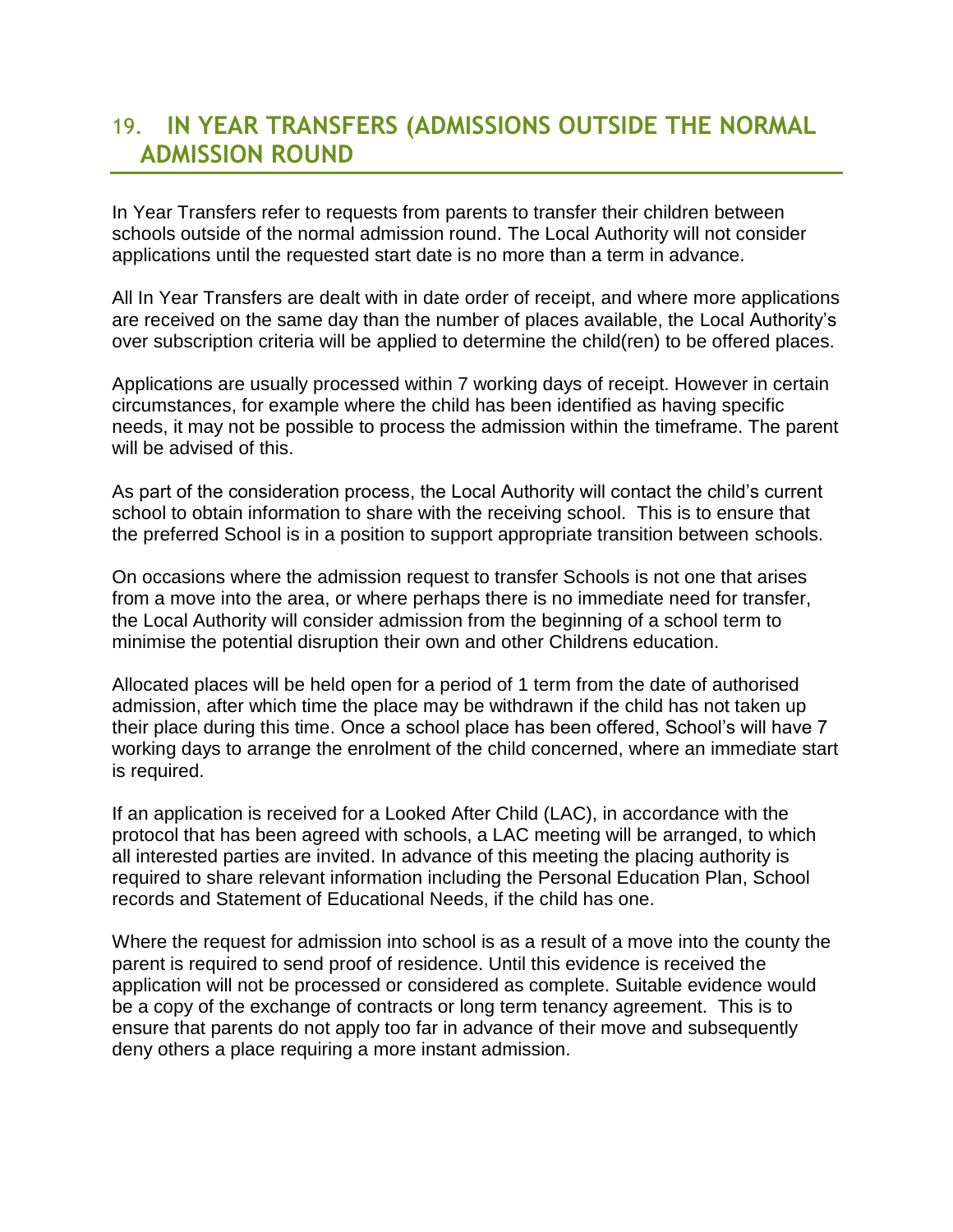## 19. IN YEAR TRANSFERS (ADMISSIONS OUTSIDE THE NORMAL ADMISSION ROUND

In Year Transfers refer to requests from parents to transfer their children between schools outside of the normal admission round. The Local Authority will not consider applications until the requested start date is no more than a term in advance.

All In Year Transfers are dealt with in date order of receipt, and where more applications are received on the same day than the number of places available, the Local Authority's over subscription criteria will be applied to determine the child(ren) to be offered places.

Applications are usually processed within 7 working days of receipt. However in certain circumstances, for example where the child has been identified as having specific needs, it may not be possible to process the admission within the timeframe. The parent will be advised of this.

As part of the consideration process, the Local Authority will contact the child's current school to obtain information to share with the receiving school. This is to ensure that the preferred School is in a position to support appropriate transition between schools.

On occasions where the admission request to transfer Schools is not one that arises from a move into the area, or where perhaps there is no immediate need for transfer, the Local Authority will consider admission from the beginning of a school term to minimise the potential disruption their own and other Childrens education.

Allocated places will be held open for a period of 1 term from the date of authorised admission, after which time the place may be withdrawn if the child has not taken up their place during this time. Once a school place has been offered, School's will have 7 working days to arrange the enrolment of the child concerned, where an immediate start is required.

If an application is received for a Looked After Child (LAC), in accordance with the protocol that has been agreed with schools, a LAC meeting will be arranged, to which all interested parties are invited. In advance of this meeting the placing authority is required to share relevant information including the Personal Education Plan, School records and Statement of Educational Needs, if the child has one.

Where the request for admission into school is as a result of a move into the county the parent is required to send proof of residence. Until this evidence is received the application will not be processed or considered as complete. Suitable evidence would be a copy of the exchange of contracts or long term tenancy agreement. This is to ensure that parents do not apply too far in advance of their move and subsequently deny others a place requiring a more instant admission.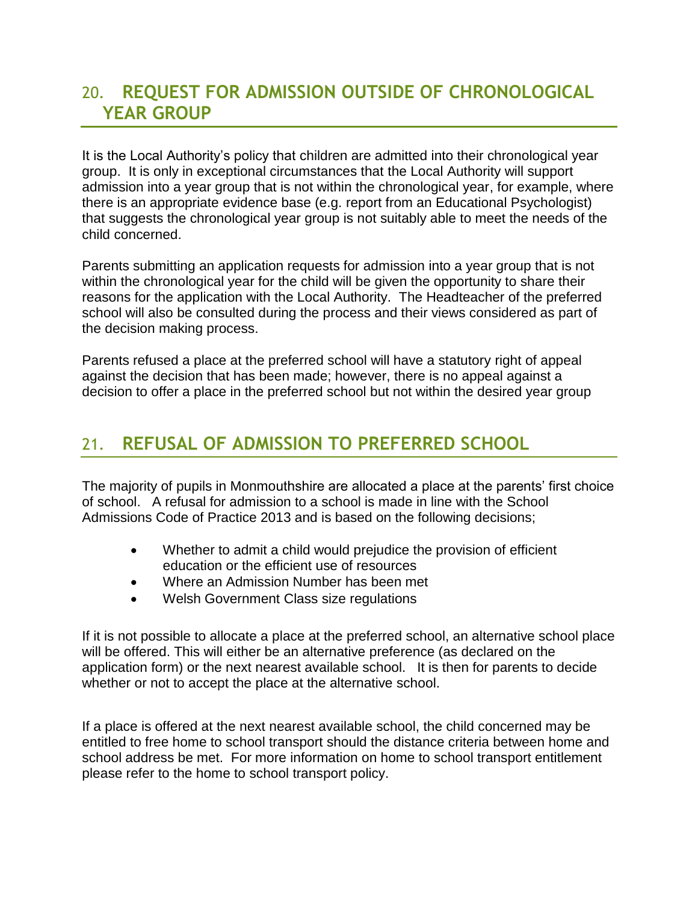## 20. REQUEST FOR ADMISSION OUTSIDE OF CHRONOLOGICAL YEAR GROUP

It is the Local Authority's policy that children are admitted into their chronological year group. It is only in exceptional circumstances that the Local Authority will support admission into a year group that is not within the chronological year, for example, where there is an appropriate evidence base (e.g. report from an Educational Psychologist) that suggests the chronological year group is not suitably able to meet the needs of the child concerned.

Parents submitting an application requests for admission into a year group that is not within the chronological year for the child will be given the opportunity to share their reasons for the application with the Local Authority. The Headteacher of the preferred school will also be consulted during the process and their views considered as part of the decision making process.

Parents refused a place at the preferred school will have a statutory right of appeal against the decision that has been made; however, there is no appeal against a decision to offer a place in the preferred school but not within the desired year group

## 21. REFUSAL OF ADMISSION TO PREFERRED SCHOOL

The majority of pupils in Monmouthshire are allocated a place at the parents' first choice of school. A refusal for admission to a school is made in line with the School Admissions Code of Practice 2013 and is based on the following decisions;

- Whether to admit a child would prejudice the provision of efficient education or the efficient use of resources
- Where an Admission Number has been met
- Welsh Government Class size regulations

If it is not possible to allocate a place at the preferred school, an alternative school place will be offered. This will either be an alternative preference (as declared on the application form) or the next nearest available school. It is then for parents to decide whether or not to accept the place at the alternative school.

If a place is offered at the next nearest available school, the child concerned may be entitled to free home to school transport should the distance criteria between home and school address be met. For more information on home to school transport entitlement please refer to the home to school transport policy.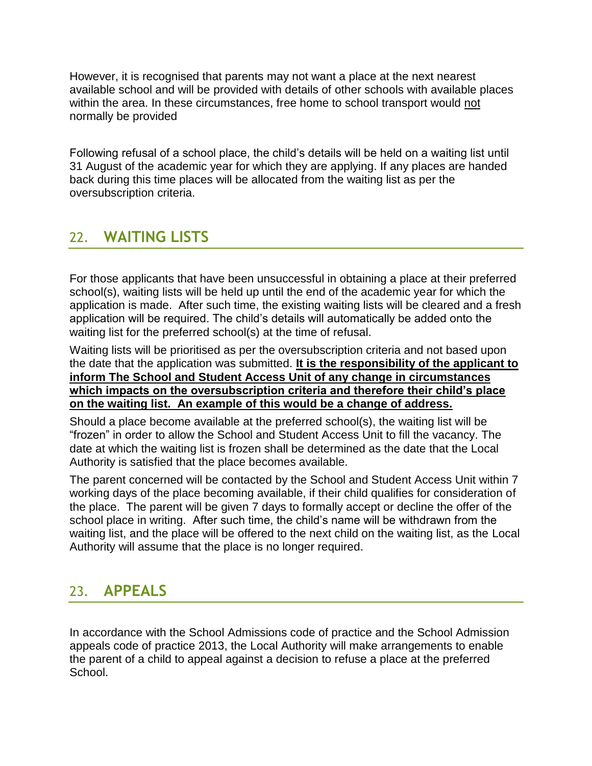However, it is recognised that parents may not want a place at the next nearest available school and will be provided with details of other schools with available places within the area. In these circumstances, free home to school transport would not normally be provided

Following refusal of a school place, the child's details will be held on a waiting list until 31 August of the academic year for which they are applying. If any places are handed back during this time places will be allocated from the waiting list as per the oversubscription criteria.

## 22. WAITING LISTS

For those applicants that have been unsuccessful in obtaining a place at their preferred school(s), waiting lists will be held up until the end of the academic year for which the application is made. After such time, the existing waiting lists will be cleared and a fresh application will be required. The child's details will automatically be added onto the waiting list for the preferred school(s) at the time of refusal.

Waiting lists will be prioritised as per the oversubscription criteria and not based upon the date that the application was submitted. **It is the responsibility of the applicant to inform The School and Student Access Unit of any change in circumstances which impacts on the oversubscription criteria and therefore their child's place on the waiting list. An example of this would be a change of address.**

Should a place become available at the preferred school(s), the waiting list will be "frozen" in order to allow the School and Student Access Unit to fill the vacancy. The date at which the waiting list is frozen shall be determined as the date that the Local Authority is satisfied that the place becomes available.

The parent concerned will be contacted by the School and Student Access Unit within 7 working days of the place becoming available, if their child qualifies for consideration of the place. The parent will be given 7 days to formally accept or decline the offer of the school place in writing. After such time, the child's name will be withdrawn from the waiting list, and the place will be offered to the next child on the waiting list, as the Local Authority will assume that the place is no longer required.

## 23. APPEALS

In accordance with the School Admissions code of practice and the School Admission appeals code of practice 2013, the Local Authority will make arrangements to enable the parent of a child to appeal against a decision to refuse a place at the preferred School.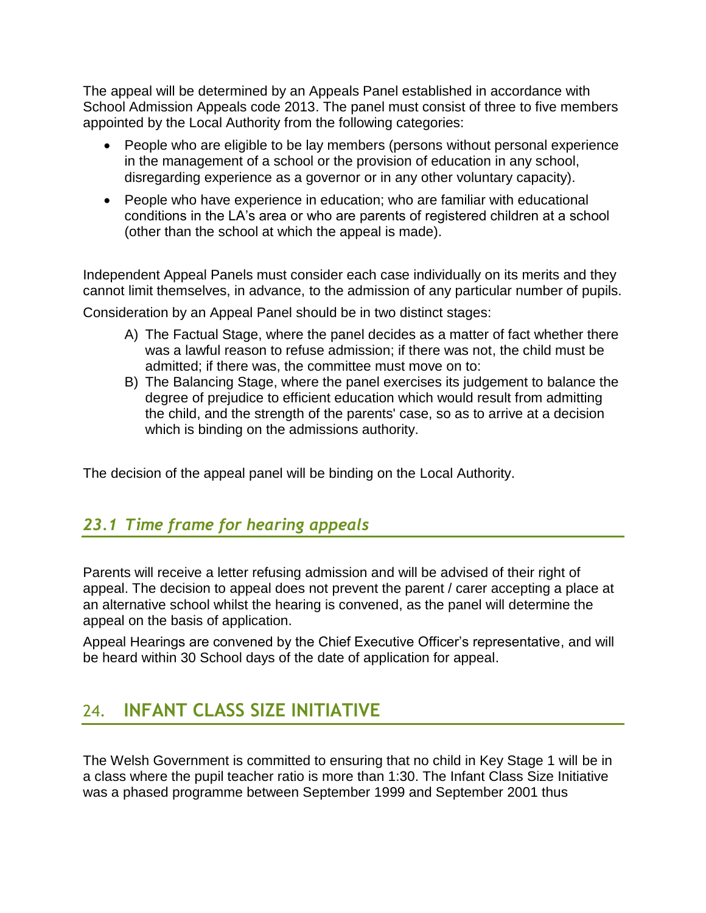The appeal will be determined by an Appeals Panel established in accordance with School Admission Appeals code 2013. The panel must consist of three to five members appointed by the Local Authority from the following categories:

- People who are eligible to be lay members (persons without personal experience in the management of a school or the provision of education in any school, disregarding experience as a governor or in any other voluntary capacity).
- People who have experience in education; who are familiar with educational conditions in the LA's area or who are parents of registered children at a school (other than the school at which the appeal is made).

Independent Appeal Panels must consider each case individually on its merits and they cannot limit themselves, in advance, to the admission of any particular number of pupils.

Consideration by an Appeal Panel should be in two distinct stages:

A) The Factual Stage, where the panel decides as a matter of fact whether there was a lawful reason to refuse admission; if there was not, the child must be admitted; if there was, the committee must move on to:
B) The Balancing Stage, where the panel exercises its judgement to balance the degree of prejudice to efficient education which would result from admitting the child, and the strength of the parents' case, so as to arrive at a decision which is binding on the admissions authority.

The decision of the appeal panel will be binding on the Local Authority.

### *23.1 Time frame for hearing appeals*

Parents will receive a letter refusing admission and will be advised of their right of appeal. The decision to appeal does not prevent the parent / carer accepting a place at an alternative school whilst the hearing is convened, as the panel will determine the appeal on the basis of application.

Appeal Hearings are convened by the Chief Executive Officer's representative, and will be heard within 30 School days of the date of application for appeal.

## 24. INFANT CLASS SIZE INITIATIVE

The Welsh Government is committed to ensuring that no child in Key Stage 1 will be in a class where the pupil teacher ratio is more than 1:30. The Infant Class Size Initiative was a phased programme between September 1999 and September 2001 thus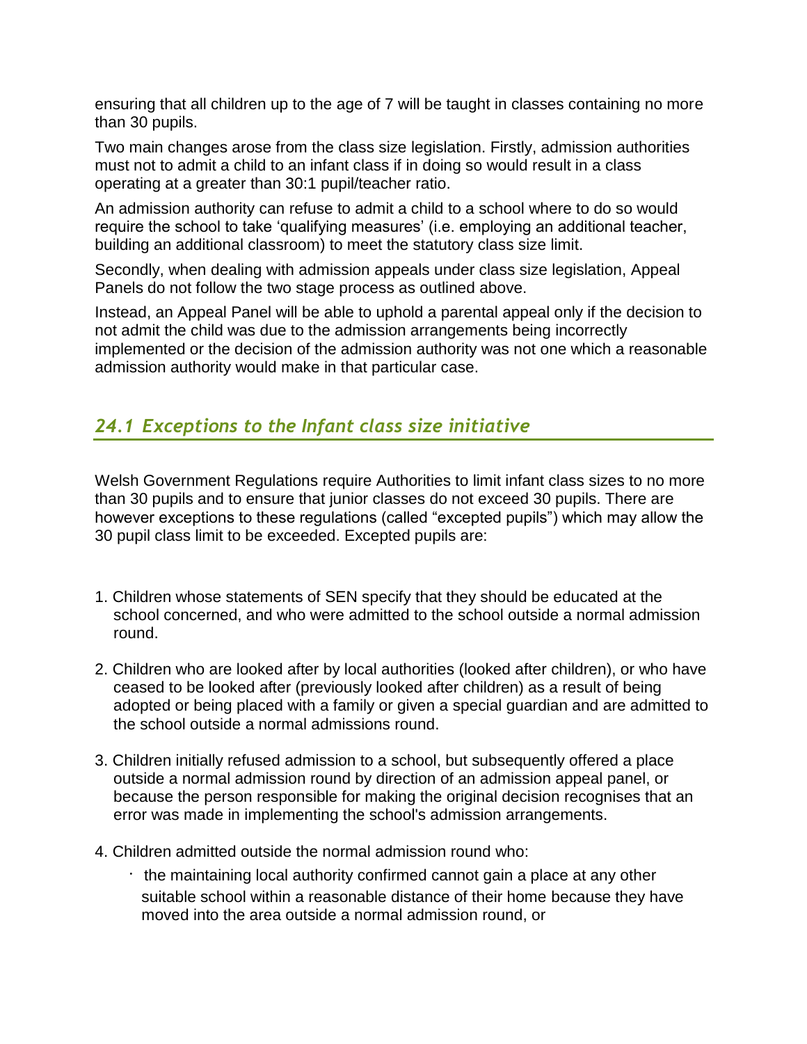ensuring that all children up to the age of 7 will be taught in classes containing no more than 30 pupils.

Two main changes arose from the class size legislation. Firstly, admission authorities must not to admit a child to an infant class if in doing so would result in a class operating at a greater than 30:1 pupil/teacher ratio.

An admission authority can refuse to admit a child to a school where to do so would require the school to take 'qualifying measures' (i.e. employing an additional teacher, building an additional classroom) to meet the statutory class size limit.

Secondly, when dealing with admission appeals under class size legislation, Appeal Panels do not follow the two stage process as outlined above.

Instead, an Appeal Panel will be able to uphold a parental appeal only if the decision to not admit the child was due to the admission arrangements being incorrectly implemented or the decision of the admission authority was not one which a reasonable admission authority would make in that particular case.

## *24.1 Exceptions to the Infant class size initiative*

Welsh Government Regulations require Authorities to limit infant class sizes to no more than 30 pupils and to ensure that junior classes do not exceed 30 pupils. There are however exceptions to these regulations (called "excepted pupils") which may allow the 30 pupil class limit to be exceeded. Excepted pupils are:

1. Children whose statements of SEN specify that they should be educated at the school concerned, and who were admitted to the school outside a normal admission round.
2. Children who are looked after by local authorities (looked after children), or who have ceased to be looked after (previously looked after children) as a result of being adopted or being placed with a family or given a special guardian and are admitted to the school outside a normal admissions round.
3. Children initially refused admission to a school, but subsequently offered a place outside a normal admission round by direction of an admission appeal panel, or because the person responsible for making the original decision recognises that an error was made in implementing the school's admission arrangements.
4. Children admitted outside the normal admission round who:
   - the maintaining local authority confirmed cannot gain a place at any other suitable school within a reasonable distance of their home because they have moved into the area outside a normal admission round, or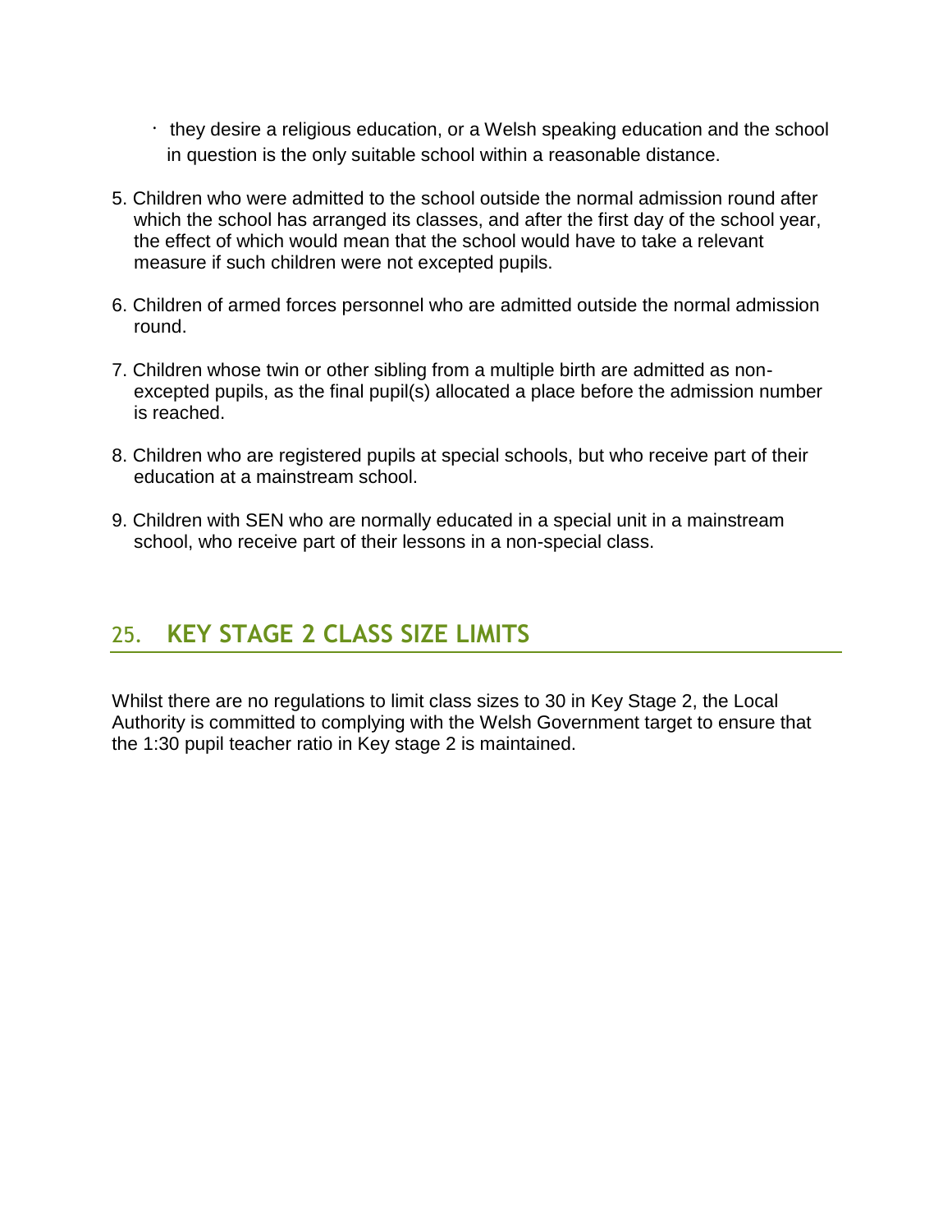- they desire a religious education, or a Welsh speaking education and the school in question is the only suitable school within a reasonable distance.

5. Children who were admitted to the school outside the normal admission round after which the school has arranged its classes, and after the first day of the school year, the effect of which would mean that the school would have to take a relevant measure if such children were not excepted pupils.

6. Children of armed forces personnel who are admitted outside the normal admission round.

7. Children whose twin or other sibling from a multiple birth are admitted as non-excepted pupils, as the final pupil(s) allocated a place before the admission number is reached.

8. Children who are registered pupils at special schools, but who receive part of their education at a mainstream school.

9. Children with SEN who are normally educated in a special unit in a mainstream school, who receive part of their lessons in a non-special class.

## 25. KEY STAGE 2 CLASS SIZE LIMITS

Whilst there are no regulations to limit class sizes to 30 in Key Stage 2, the Local Authority is committed to complying with the Welsh Government target to ensure that the 1:30 pupil teacher ratio in Key stage 2 is maintained.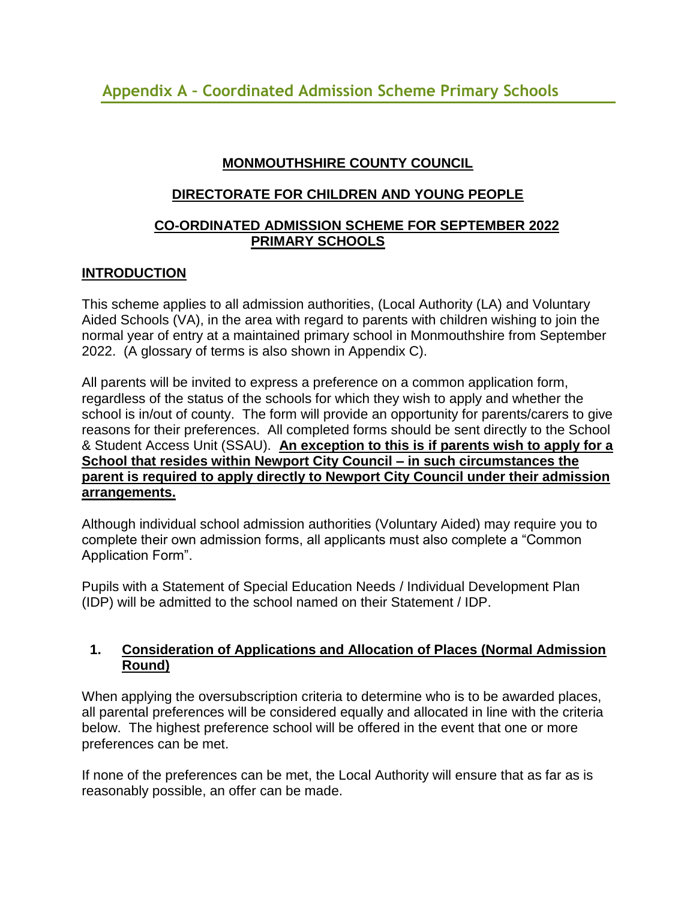# Appendix A – Coordinated Admission Scheme Primary Schools

**MONMOUTHSHIRE COUNTY COUNCIL**

**DIRECTORATE FOR CHILDREN AND YOUNG PEOPLE**

**CO-ORDINATED ADMISSION SCHEME FOR SEPTEMBER 2022 PRIMARY SCHOOLS**

## INTRODUCTION

This scheme applies to all admission authorities, (Local Authority (LA) and Voluntary Aided Schools (VA), in the area with regard to parents with children wishing to join the normal year of entry at a maintained primary school in Monmouthshire from September 2022. (A glossary of terms is also shown in Appendix C).

All parents will be invited to express a preference on a common application form, regardless of the status of the schools for which they wish to apply and whether the school is in/out of county. The form will provide an opportunity for parents/carers to give reasons for their preferences. All completed forms should be sent directly to the School & Student Access Unit (SSAU). **An exception to this is if parents wish to apply for a School that resides within Newport City Council – in such circumstances the parent is required to apply directly to Newport City Council under their admission arrangements.**

Although individual school admission authorities (Voluntary Aided) may require you to complete their own admission forms, all applicants must also complete a "Common Application Form".

Pupils with a Statement of Special Education Needs / Individual Development Plan (IDP) will be admitted to the school named on their Statement / IDP.

## 1. Consideration of Applications and Allocation of Places (Normal Admission Round)

When applying the oversubscription criteria to determine who is to be awarded places, all parental preferences will be considered equally and allocated in line with the criteria below. The highest preference school will be offered in the event that one or more preferences can be met.

If none of the preferences can be met, the Local Authority will ensure that as far as is reasonably possible, an offer can be made.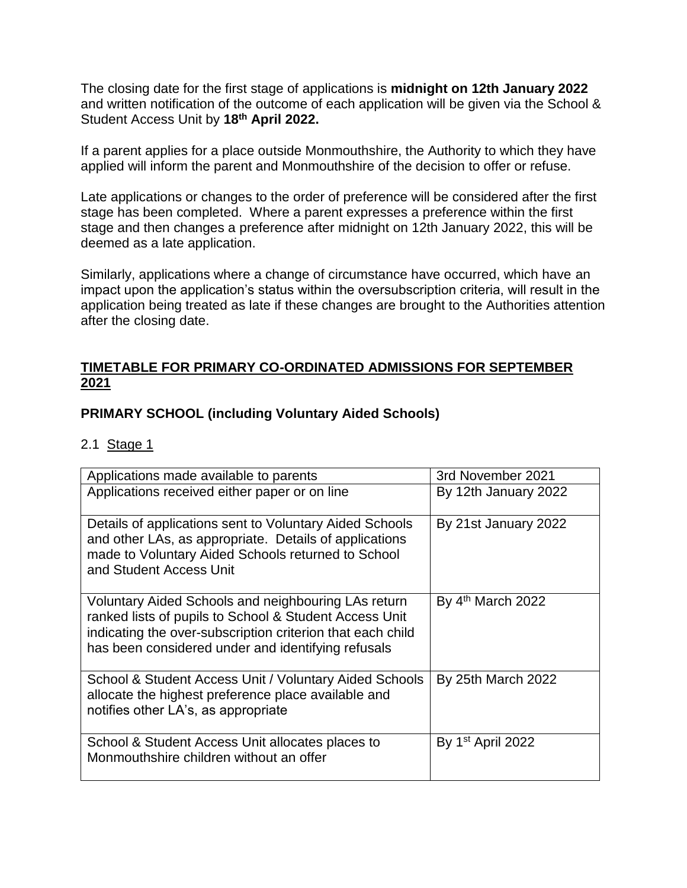The closing date for the first stage of applications is **midnight on 12th January 2022** and written notification of the outcome of each application will be given via the School & Student Access Unit by **18th April 2022.**

If a parent applies for a place outside Monmouthshire, the Authority to which they have applied will inform the parent and Monmouthshire of the decision to offer or refuse.

Late applications or changes to the order of preference will be considered after the first stage has been completed. Where a parent expresses a preference within the first stage and then changes a preference after midnight on 12th January 2022, this will be deemed as a late application.

Similarly, applications where a change of circumstance have occurred, which have an impact upon the application's status within the oversubscription criteria, will result in the application being treated as late if these changes are brought to the Authorities attention after the closing date.

## TIMETABLE FOR PRIMARY CO-ORDINATED ADMISSIONS FOR SEPTEMBER 2021

### PRIMARY SCHOOL (including Voluntary Aided Schools)

2.1 Stage 1

| Applications made available to parents | 3rd November 2021 |
|---|---|
| Applications received either paper or on line | By 12th January 2022 |
| Details of applications sent to Voluntary Aided Schools and other LAs, as appropriate. Details of applications made to Voluntary Aided Schools returned to School and Student Access Unit | By 21st January 2022 |
| Voluntary Aided Schools and neighbouring LAs return ranked lists of pupils to School & Student Access Unit indicating the over-subscription criterion that each child has been considered under and identifying refusals | By 4th March 2022 |
| School & Student Access Unit / Voluntary Aided Schools allocate the highest preference place available and notifies other LA's, as appropriate | By 25th March 2022 |
| School & Student Access Unit allocates places to Monmouthshire children without an offer | By 1st April 2022 |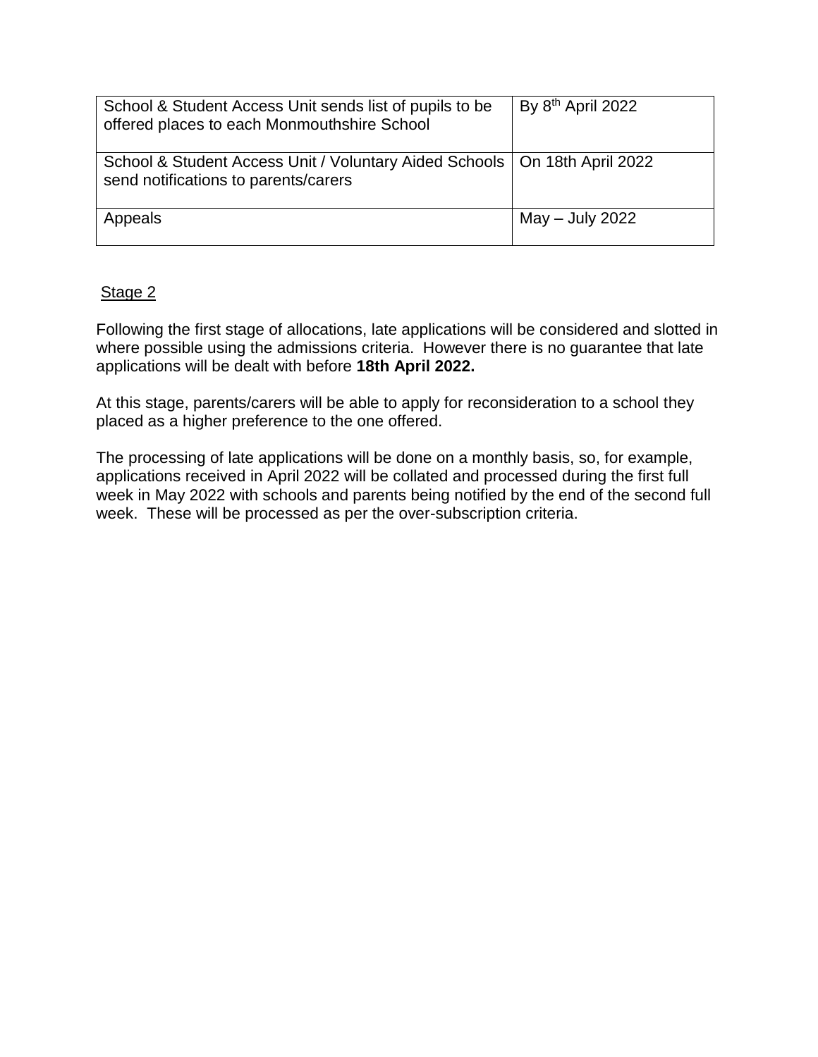| School & Student Access Unit sends list of pupils to be offered places to each Monmouthshire School | By 8th April 2022 |
|---|---|
| School & Student Access Unit / Voluntary Aided Schools send notifications to parents/carers | On 18th April 2022 |
| Appeals | May – July 2022 |

Stage 2

Following the first stage of allocations, late applications will be considered and slotted in where possible using the admissions criteria. However there is no guarantee that late applications will be dealt with before **18th April 2022.**

At this stage, parents/carers will be able to apply for reconsideration to a school they placed as a higher preference to the one offered.

The processing of late applications will be done on a monthly basis, so, for example, applications received in April 2022 will be collated and processed during the first full week in May 2022 with schools and parents being notified by the end of the second full week. These will be processed as per the over-subscription criteria.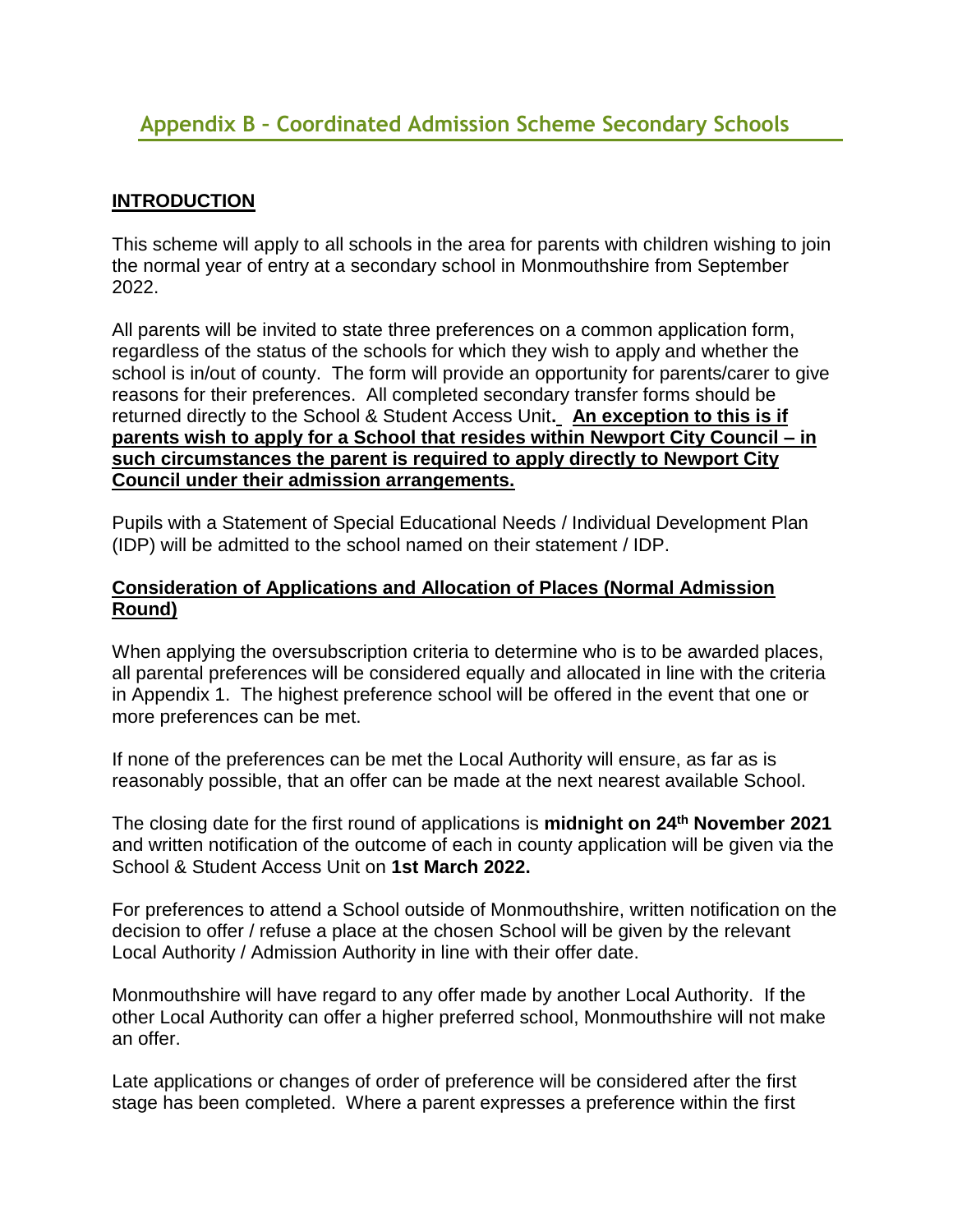## Appendix B – Coordinated Admission Scheme Secondary Schools

**INTRODUCTION**

This scheme will apply to all schools in the area for parents with children wishing to join the normal year of entry at a secondary school in Monmouthshire from September 2022.

All parents will be invited to state three preferences on a common application form, regardless of the status of the schools for which they wish to apply and whether the school is in/out of county. The form will provide an opportunity for parents/carer to give reasons for their preferences. All completed secondary transfer forms should be returned directly to the School & Student Access Unit**.** **An exception to this is if parents wish to apply for a School that resides within Newport City Council – in such circumstances the parent is required to apply directly to Newport City Council under their admission arrangements.**

Pupils with a Statement of Special Educational Needs / Individual Development Plan (IDP) will be admitted to the school named on their statement / IDP.

**Consideration of Applications and Allocation of Places (Normal Admission Round)**

When applying the oversubscription criteria to determine who is to be awarded places, all parental preferences will be considered equally and allocated in line with the criteria in Appendix 1. The highest preference school will be offered in the event that one or more preferences can be met.

If none of the preferences can be met the Local Authority will ensure, as far as is reasonably possible, that an offer can be made at the next nearest available School.

The closing date for the first round of applications is **midnight on 24th November 2021** and written notification of the outcome of each in county application will be given via the School & Student Access Unit on **1st March 2022.**

For preferences to attend a School outside of Monmouthshire, written notification on the decision to offer / refuse a place at the chosen School will be given by the relevant Local Authority / Admission Authority in line with their offer date.

Monmouthshire will have regard to any offer made by another Local Authority. If the other Local Authority can offer a higher preferred school, Monmouthshire will not make an offer.

Late applications or changes of order of preference will be considered after the first stage has been completed. Where a parent expresses a preference within the first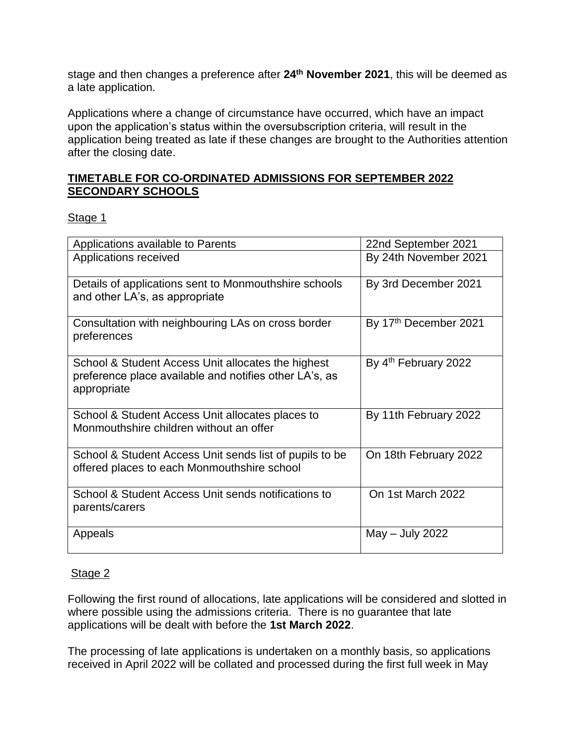stage and then changes a preference after **24th November 2021**, this will be deemed as a late application.

Applications where a change of circumstance have occurred, which have an impact upon the application's status within the oversubscription criteria, will result in the application being treated as late if these changes are brought to the Authorities attention after the closing date.

**TIMETABLE FOR CO-ORDINATED ADMISSIONS FOR SEPTEMBER 2022 SECONDARY SCHOOLS**

Stage 1

| Applications available to Parents | 22nd September 2021 |
|---|---|
| Applications received | By 24th November 2021 |
| Details of applications sent to Monmouthshire schools and other LA's, as appropriate | By 3rd December 2021 |
| Consultation with neighbouring LAs on cross border preferences | By 17th December 2021 |
| School & Student Access Unit allocates the highest preference place available and notifies other LA's, as appropriate | By 4th February 2022 |
| School & Student Access Unit allocates places to Monmouthshire children without an offer | By 11th February 2022 |
| School & Student Access Unit sends list of pupils to be offered places to each Monmouthshire school | On 18th February 2022 |
| School & Student Access Unit sends notifications to parents/carers | On 1st March 2022 |
| Appeals | May – July 2022 |

Stage 2

Following the first round of allocations, late applications will be considered and slotted in where possible using the admissions criteria. There is no guarantee that late applications will be dealt with before the **1st March 2022**.

The processing of late applications is undertaken on a monthly basis, so applications received in April 2022 will be collated and processed during the first full week in May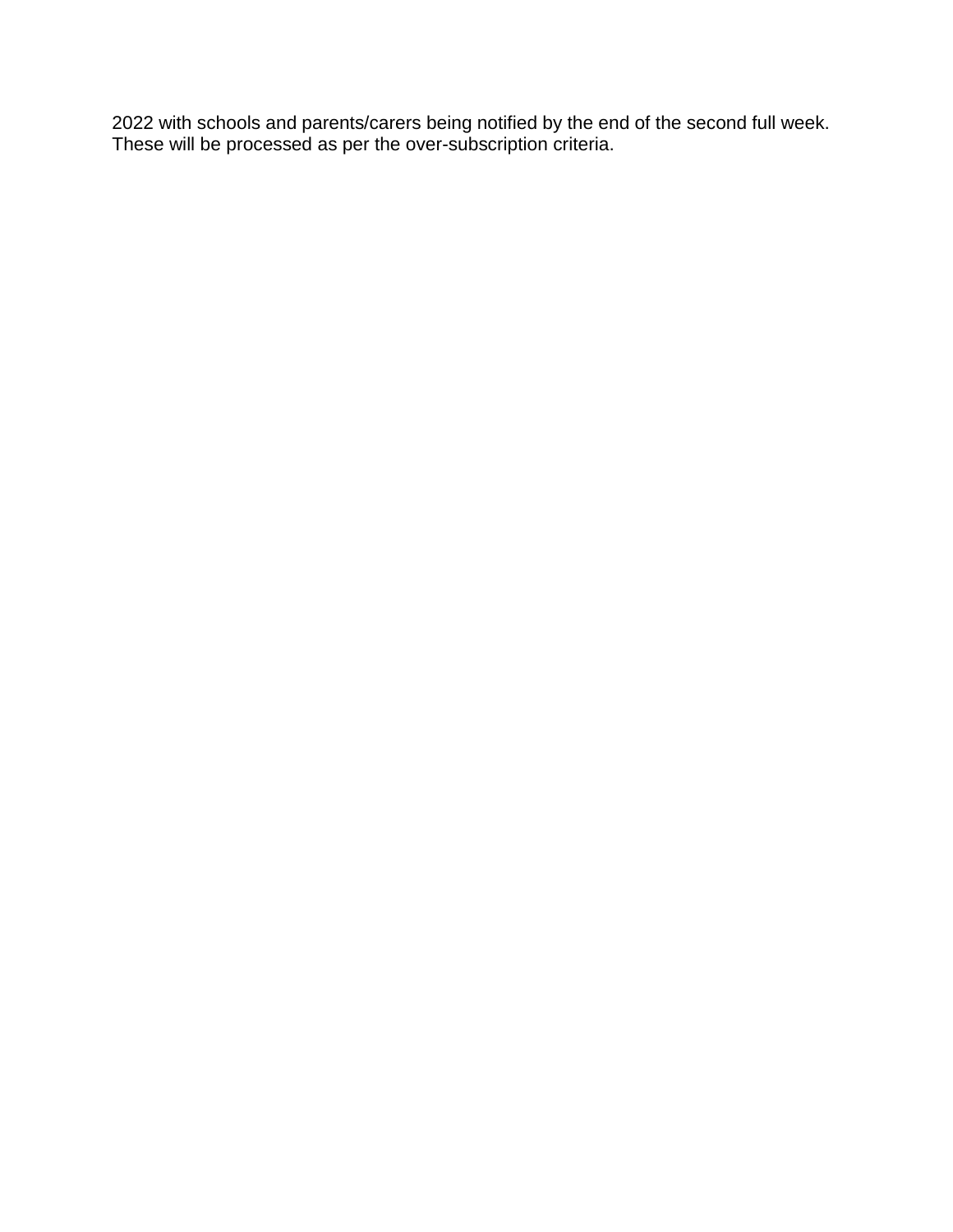2022 with schools and parents/carers being notified by the end of the second full week. These will be processed as per the over-subscription criteria.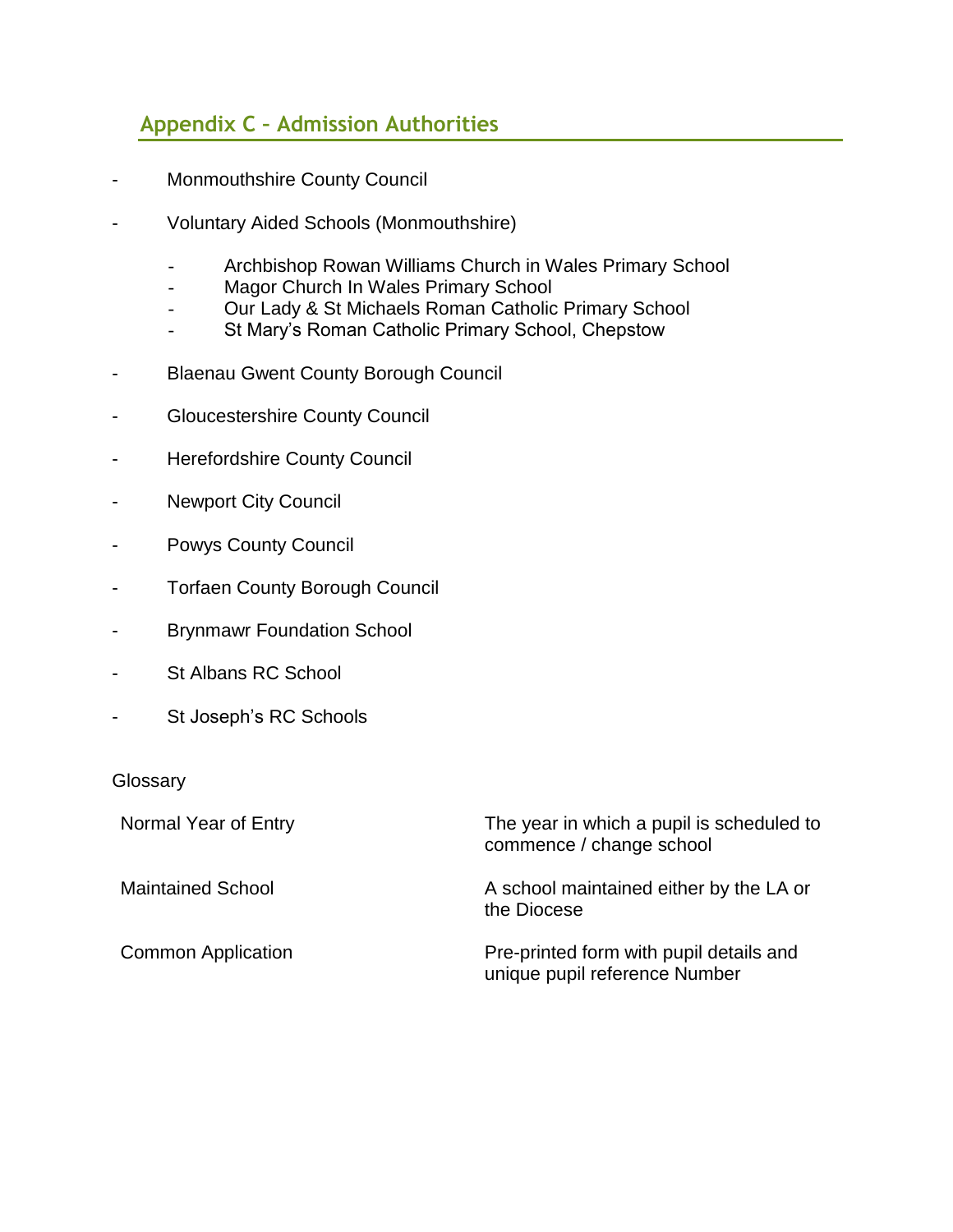## Appendix C – Admission Authorities

- Monmouthshire County Council
- Voluntary Aided Schools (Monmouthshire)
  - Archbishop Rowan Williams Church in Wales Primary School
  - Magor Church In Wales Primary School
  - Our Lady & St Michaels Roman Catholic Primary School
  - St Mary's Roman Catholic Primary School, Chepstow
- Blaenau Gwent County Borough Council
- Gloucestershire County Council
- Herefordshire County Council
- Newport City Council
- Powys County Council
- Torfaen County Borough Council
- Brynmawr Foundation School
- St Albans RC School
- St Joseph's RC Schools

Glossary

| | |
|---|---|
| Normal Year of Entry | The year in which a pupil is scheduled to commence / change school |
| Maintained School | A school maintained either by the LA or the Diocese |
| Common Application | Pre-printed form with pupil details and unique pupil reference Number |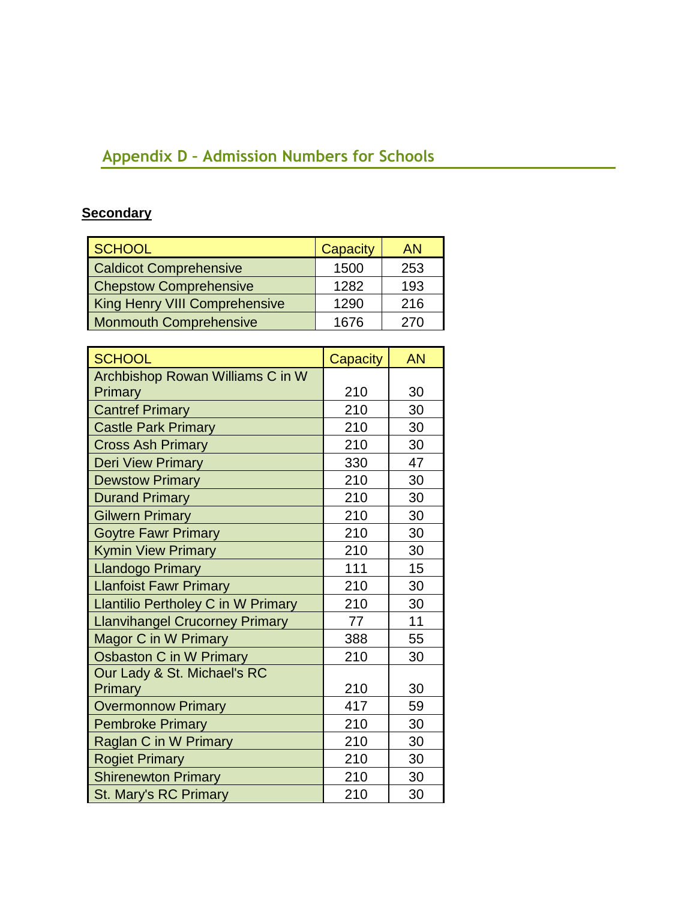## Appendix D – Admission Numbers for Schools

**Secondary**

| SCHOOL | Capacity | AN |
|---|---|---|
| Caldicot Comprehensive | 1500 | 253 |
| Chepstow Comprehensive | 1282 | 193 |
| King Henry VIII Comprehensive | 1290 | 216 |
| Monmouth Comprehensive | 1676 | 270 |

| SCHOOL | Capacity | AN |
|---|---|---|
| Archbishop Rowan Williams C in W Primary | 210 | 30 |
| Cantref Primary | 210 | 30 |
| Castle Park Primary | 210 | 30 |
| Cross Ash Primary | 210 | 30 |
| Deri View Primary | 330 | 47 |
| Dewstow Primary | 210 | 30 |
| Durand Primary | 210 | 30 |
| Gilwern Primary | 210 | 30 |
| Goytre Fawr Primary | 210 | 30 |
| Kymin View Primary | 210 | 30 |
| Llandogo Primary | 111 | 15 |
| Llanfoist Fawr Primary | 210 | 30 |
| Llantilio Pertholey C in W Primary | 210 | 30 |
| Llanvihangel Crucorney Primary | 77 | 11 |
| Magor C in W Primary | 388 | 55 |
| Osbaston C in W Primary | 210 | 30 |
| Our Lady & St. Michael's RC Primary | 210 | 30 |
| Overmonnow Primary | 417 | 59 |
| Pembroke Primary | 210 | 30 |
| Raglan C in W Primary | 210 | 30 |
| Rogiet Primary | 210 | 30 |
| Shirenewton Primary | 210 | 30 |
| St. Mary's RC Primary | 210 | 30 |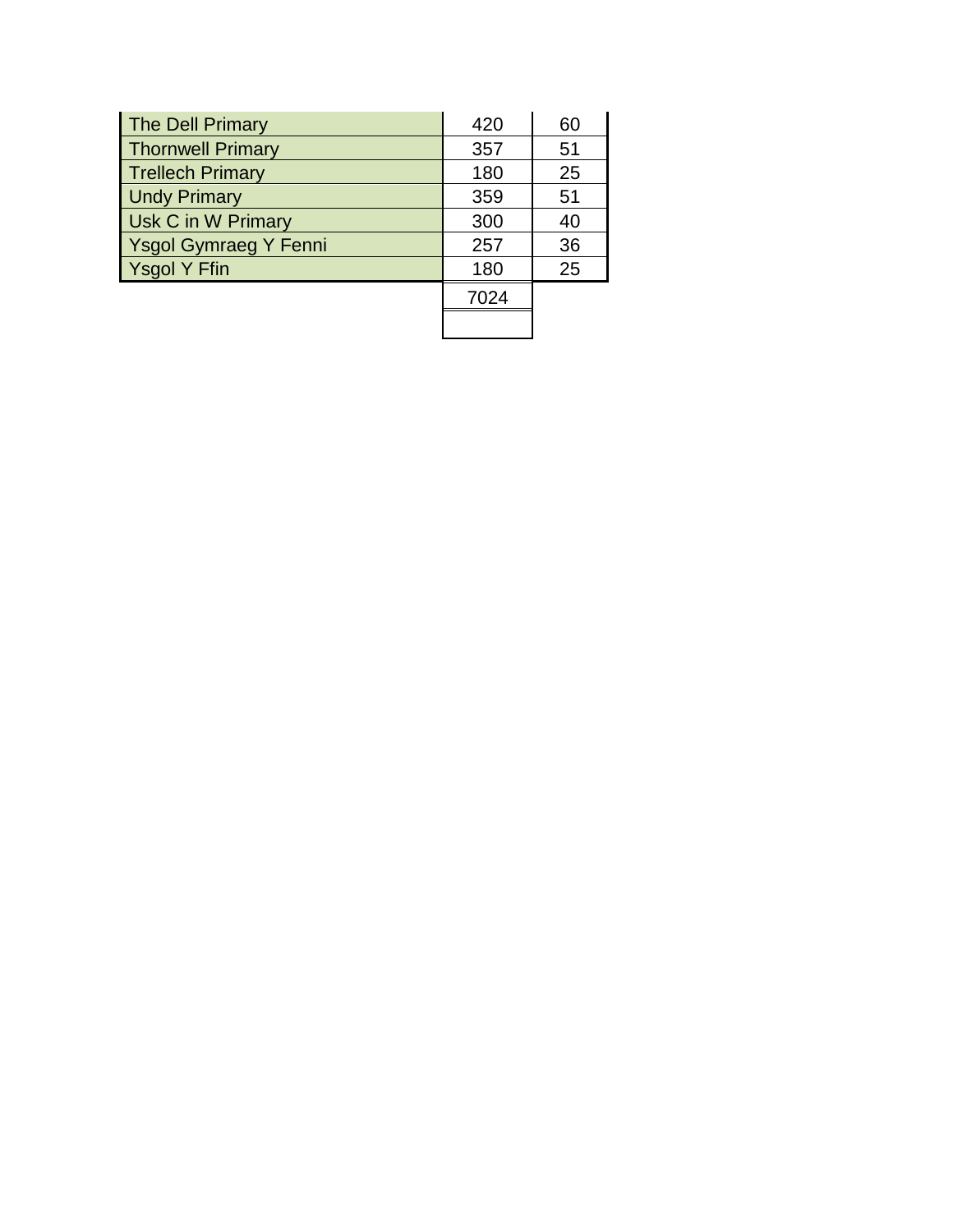| | | |
|---|---|---|
| The Dell Primary | 420 | 60 |
| Thornwell Primary | 357 | 51 |
| Trellech Primary | 180 | 25 |
| Undy Primary | 359 | 51 |
| Usk C in W Primary | 300 | 40 |
| Ysgol Gymraeg Y Fenni | 257 | 36 |
| Ysgol Y Ffin | 180 | 25 |
| | 7024 | |